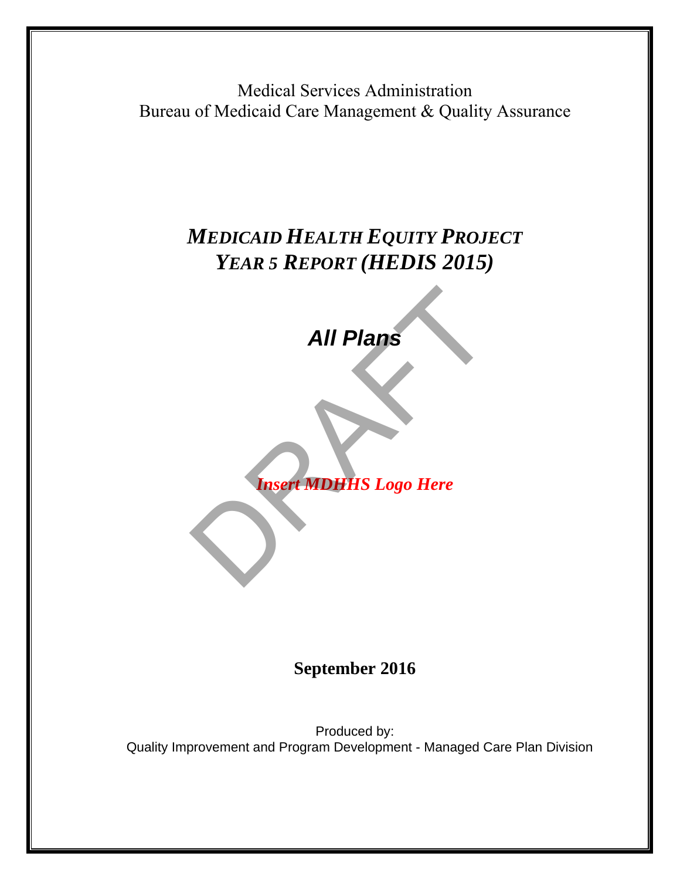Medical Services Administration
Bureau of Medicaid Care Management & Quality Assurance

# *MEDICAID HEALTH EQUITY PROJECT*
# *YEAR 5 REPORT (HEDIS 2015)*

## ***All Plans***

DRAFT

*Insert MDHHS Logo Here*

**September 2016**

Produced by:
Quality Improvement and Program Development - Managed Care Plan Division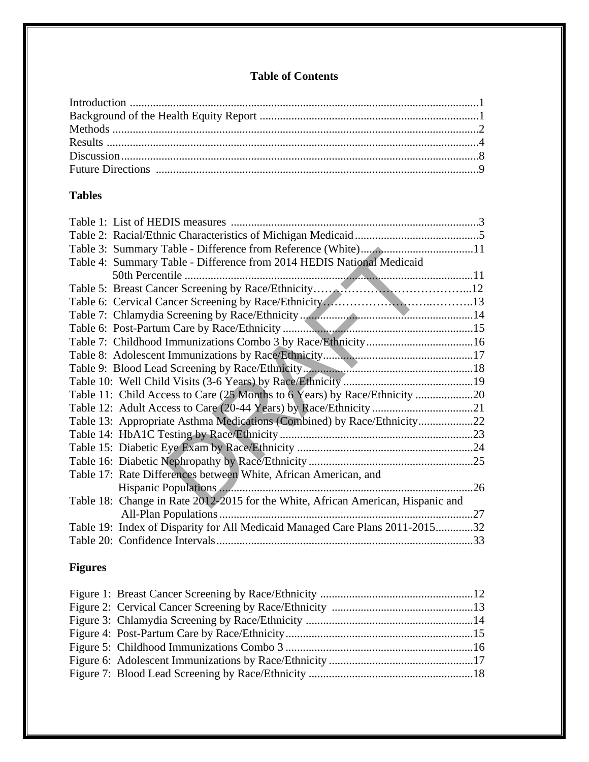## Table of Contents

Introduction ........................................................................................................................1
Background of the Health Equity Report ............................................................................1
Methods ...............................................................................................................................2
Results .................................................................................................................................4
Discussion ............................................................................................................................8
Future Directions ................................................................................................................9

### Tables

Table 1: List of HEDIS measures ......................................................................................3
Table 2: Racial/Ethnic Characteristics of Michigan Medicaid ...........................................5
Table 3: Summary Table - Difference from Reference (White) .........................................11
Table 4: Summary Table - Difference from 2014 HEDIS National Medicaid 50th Percentile .....................................................................................................11
Table 5: Breast Cancer Screening by Race/Ethnicity.........................................................12
Table 6: Cervical Cancer Screening by Race/Ethnicity.....................................................13
Table 7: Chlamydia Screening by Race/Ethnicity.............................................................14
Table 6: Post-Partum Care by Race/Ethnicity ...................................................................15
Table 7: Childhood Immunizations Combo 3 by Race/Ethnicity......................................16
Table 8: Adolescent Immunizations by Race/Ethnicity.....................................................17
Table 9: Blood Lead Screening by Race/Ethnicity ............................................................18
Table 10: Well Child Visits (3-6 Years) by Race/Ethnicity ..............................................19
Table 11: Child Access to Care (25 Months to 6 Years) by Race/Ethnicity ....................20
Table 12: Adult Access to Care (20-44 Years) by Race/Ethnicity ...................................21
Table 13: Appropriate Asthma Medications (Combined) by Race/Ethnicity...................22
Table 14: HbA1C Testing by Race/Ethnicity ....................................................................23
Table 15: Diabetic Eye Exam by Race/Ethnicity ..............................................................24
Table 16: Diabetic Nephropathy by Race/Ethnicity ..........................................................25
Table 17: Rate Differences between White, African American, and Hispanic Populations ........................................................................................26
Table 18: Change in Rate 2012-2015 for the White, African American, Hispanic and All-Plan Populations ........................................................................................27
Table 19: Index of Disparity for All Medicaid Managed Care Plans 2011-2015.............32
Table 20: Confidence Intervals..........................................................................................33

### Figures

Figure 1: Breast Cancer Screening by Race/Ethnicity .....................................................12
Figure 2: Cervical Cancer Screening by Race/Ethnicity .................................................13
Figure 3: Chlamydia Screening by Race/Ethnicity ..........................................................14
Figure 4: Post-Partum Care by Race/Ethnicity.................................................................15
Figure 5: Childhood Immunizations Combo 3 .................................................................16
Figure 6: Adolescent Immunizations by Race/Ethnicity ..................................................17
Figure 7: Blood Lead Screening by Race/Ethnicity .........................................................18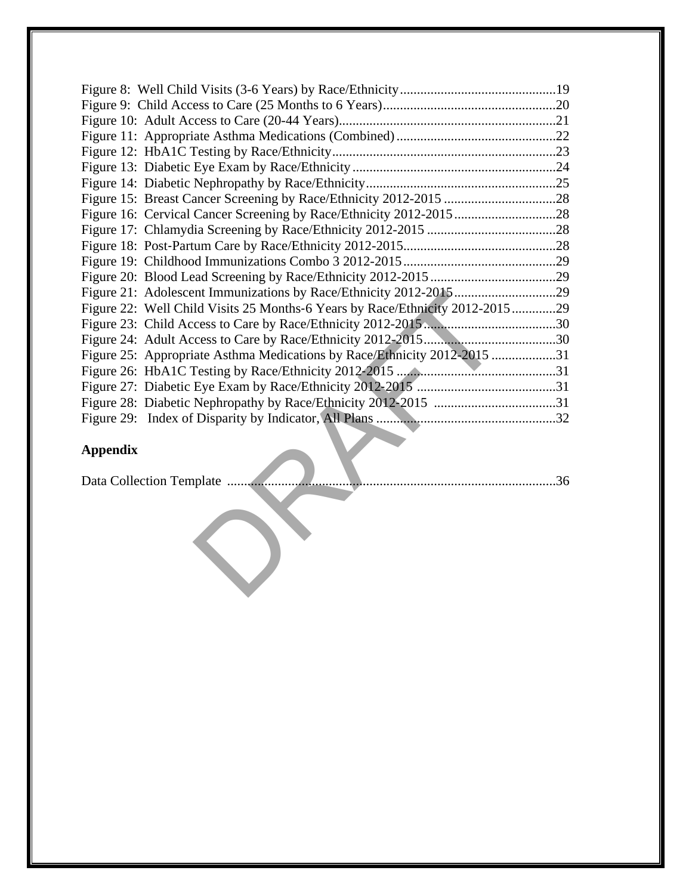Figure 8: Well Child Visits (3-6 Years) by Race/Ethnicity .............................................19
Figure 9: Child Access to Care (25 Months to 6 Years)...................................................20
Figure 10: Adult Access to Care (20-44 Years)................................................................21
Figure 11: Appropriate Asthma Medications (Combined) ...............................................22
Figure 12: HbA1C Testing by Race/Ethnicity..................................................................23
Figure 13: Diabetic Eye Exam by Race/Ethnicity ............................................................24
Figure 14: Diabetic Nephropathy by Race/Ethnicity........................................................25
Figure 15: Breast Cancer Screening by Race/Ethnicity 2012-2015 .................................28
Figure 16: Cervical Cancer Screening by Race/Ethnicity 2012-2015..............................28
Figure 17: Chlamydia Screening by Race/Ethnicity 2012-2015 ......................................28
Figure 18: Post-Partum Care by Race/Ethnicity 2012-2015.............................................28
Figure 19: Childhood Immunizations Combo 3 2012-2015.............................................29
Figure 20: Blood Lead Screening by Race/Ethnicity 2012-2015.....................................29
Figure 21: Adolescent Immunizations by Race/Ethnicity 2012-2015..............................29
Figure 22: Well Child Visits 25 Months-6 Years by Race/Ethnicity 2012-2015.............29
Figure 23: Child Access to Care by Race/Ethnicity 2012-2015.......................................30
Figure 24: Adult Access to Care by Race/Ethnicity 2012-2015.......................................30
Figure 25: Appropriate Asthma Medications by Race/Ethnicity 2012-2015 ...................31
Figure 26: HbA1C Testing by Race/Ethnicity 2012-2015 ...............................................31
Figure 27: Diabetic Eye Exam by Race/Ethnicity 2012-2015 .........................................31
Figure 28: Diabetic Nephropathy by Race/Ethnicity 2012-2015 ....................................31
Figure 29: Index of Disparity by Indicator, All Plans .....................................................32

## Appendix

Data Collection Template ..................................................................................................36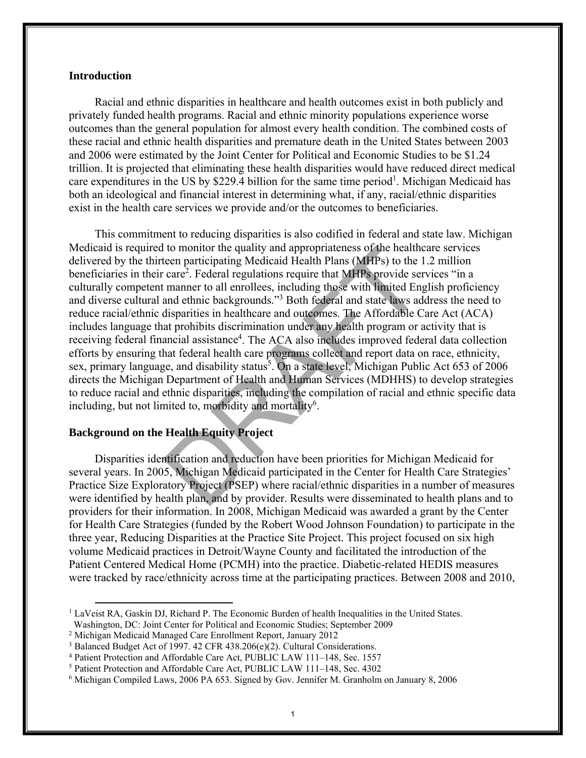## Introduction

Racial and ethnic disparities in healthcare and health outcomes exist in both publicly and privately funded health programs. Racial and ethnic minority populations experience worse outcomes than the general population for almost every health condition. The combined costs of these racial and ethnic health disparities and premature death in the United States between 2003 and 2006 were estimated by the Joint Center for Political and Economic Studies to be $1.24 trillion. It is projected that eliminating these health disparities would have reduced direct medical care expenditures in the US by $229.4 billion for the same time period[1]. Michigan Medicaid has both an ideological and financial interest in determining what, if any, racial/ethnic disparities exist in the health care services we provide and/or the outcomes to beneficiaries.

This commitment to reducing disparities is also codified in federal and state law. Michigan Medicaid is required to monitor the quality and appropriateness of the healthcare services delivered by the thirteen participating Medicaid Health Plans (MHPs) to the 1.2 million beneficiaries in their care[2]. Federal regulations require that MHPs provide services "in a culturally competent manner to all enrollees, including those with limited English proficiency and diverse cultural and ethnic backgrounds."[3] Both federal and state laws address the need to reduce racial/ethnic disparities in healthcare and outcomes. The Affordable Care Act (ACA) includes language that prohibits discrimination under any health program or activity that is receiving federal financial assistance[4]. The ACA also includes improved federal data collection efforts by ensuring that federal health care programs collect and report data on race, ethnicity, sex, primary language, and disability status[5]. On a state level, Michigan Public Act 653 of 2006 directs the Michigan Department of Health and Human Services (MDHHS) to develop strategies to reduce racial and ethnic disparities, including the compilation of racial and ethnic specific data including, but not limited to, morbidity and mortality[6].

## Background on the Health Equity Project

Disparities identification and reduction have been priorities for Michigan Medicaid for several years. In 2005, Michigan Medicaid participated in the Center for Health Care Strategies' Practice Size Exploratory Project (PSEP) where racial/ethnic disparities in a number of measures were identified by health plan, and by provider. Results were disseminated to health plans and to providers for their information. In 2008, Michigan Medicaid was awarded a grant by the Center for Health Care Strategies (funded by the Robert Wood Johnson Foundation) to participate in the three year, Reducing Disparities at the Practice Site Project. This project focused on six high volume Medicaid practices in Detroit/Wayne County and facilitated the introduction of the Patient Centered Medical Home (PCMH) into the practice. Diabetic-related HEDIS measures were tracked by race/ethnicity across time at the participating practices. Between 2008 and 2010,

---

[1] LaVeist RA, Gaskin DJ, Richard P. The Economic Burden of health Inequalities in the United States. Washington, DC: Joint Center for Political and Economic Studies; September 2009

[2] Michigan Medicaid Managed Care Enrollment Report, January 2012

[3] Balanced Budget Act of 1997. 42 CFR 438.206(e)(2). Cultural Considerations.

[4] Patient Protection and Affordable Care Act, PUBLIC LAW 111–148, Sec. 1557

[5] Patient Protection and Affordable Care Act, PUBLIC LAW 111–148, Sec. 4302

[6] Michigan Compiled Laws, 2006 PA 653. Signed by Gov. Jennifer M. Granholm on January 8, 2006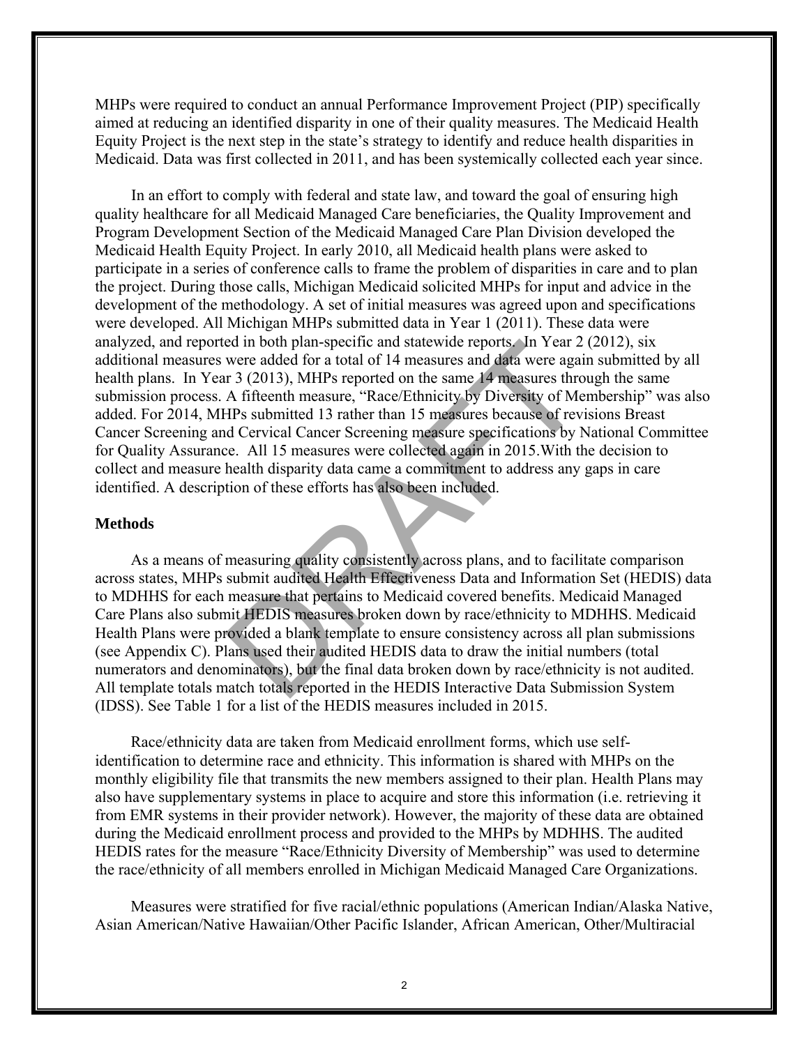MHPs were required to conduct an annual Performance Improvement Project (PIP) specifically aimed at reducing an identified disparity in one of their quality measures. The Medicaid Health Equity Project is the next step in the state's strategy to identify and reduce health disparities in Medicaid. Data was first collected in 2011, and has been systemically collected each year since.

In an effort to comply with federal and state law, and toward the goal of ensuring high quality healthcare for all Medicaid Managed Care beneficiaries, the Quality Improvement and Program Development Section of the Medicaid Managed Care Plan Division developed the Medicaid Health Equity Project. In early 2010, all Medicaid health plans were asked to participate in a series of conference calls to frame the problem of disparities in care and to plan the project. During those calls, Michigan Medicaid solicited MHPs for input and advice in the development of the methodology. A set of initial measures was agreed upon and specifications were developed. All Michigan MHPs submitted data in Year 1 (2011). These data were analyzed, and reported in both plan-specific and statewide reports. In Year 2 (2012), six additional measures were added for a total of 14 measures and data were again submitted by all health plans. In Year 3 (2013), MHPs reported on the same 14 measures through the same submission process. A fifteenth measure, "Race/Ethnicity by Diversity of Membership" was also added. For 2014, MHPs submitted 13 rather than 15 measures because of revisions Breast Cancer Screening and Cervical Cancer Screening measure specifications by National Committee for Quality Assurance. All 15 measures were collected again in 2015.With the decision to collect and measure health disparity data came a commitment to address any gaps in care identified. A description of these efforts has also been included.

## Methods

As a means of measuring quality consistently across plans, and to facilitate comparison across states, MHPs submit audited Health Effectiveness Data and Information Set (HEDIS) data to MDHHS for each measure that pertains to Medicaid covered benefits. Medicaid Managed Care Plans also submit HEDIS measures broken down by race/ethnicity to MDHHS. Medicaid Health Plans were provided a blank template to ensure consistency across all plan submissions (see Appendix C). Plans used their audited HEDIS data to draw the initial numbers (total numerators and denominators), but the final data broken down by race/ethnicity is not audited. All template totals match totals reported in the HEDIS Interactive Data Submission System (IDSS). See Table 1 for a list of the HEDIS measures included in 2015.

Race/ethnicity data are taken from Medicaid enrollment forms, which use self-identification to determine race and ethnicity. This information is shared with MHPs on the monthly eligibility file that transmits the new members assigned to their plan. Health Plans may also have supplementary systems in place to acquire and store this information (i.e. retrieving it from EMR systems in their provider network). However, the majority of these data are obtained during the Medicaid enrollment process and provided to the MHPs by MDHHS. The audited HEDIS rates for the measure "Race/Ethnicity Diversity of Membership" was used to determine the race/ethnicity of all members enrolled in Michigan Medicaid Managed Care Organizations.

Measures were stratified for five racial/ethnic populations (American Indian/Alaska Native, Asian American/Native Hawaiian/Other Pacific Islander, African American, Other/Multiracial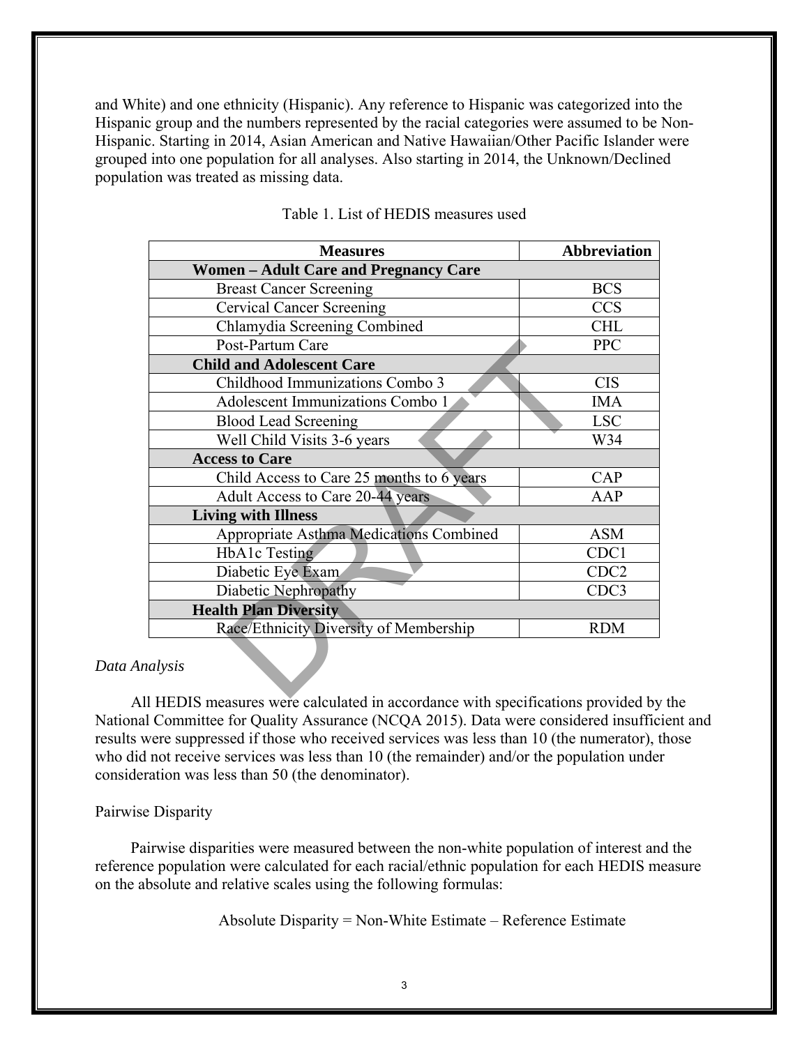and White) and one ethnicity (Hispanic). Any reference to Hispanic was categorized into the Hispanic group and the numbers represented by the racial categories were assumed to be Non-Hispanic. Starting in 2014, Asian American and Native Hawaiian/Other Pacific Islander were grouped into one population for all analyses. Also starting in 2014, the Unknown/Declined population was treated as missing data.

Table 1. List of HEDIS measures used

| Measures | Abbreviation |
|---|---|
| **Women – Adult Care and Pregnancy Care** | |
| Breast Cancer Screening | BCS |
| Cervical Cancer Screening | CCS |
| Chlamydia Screening Combined | CHL |
| Post-Partum Care | PPC |
| **Child and Adolescent Care** | |
| Childhood Immunizations Combo 3 | CIS |
| Adolescent Immunizations Combo 1 | IMA |
| Blood Lead Screening | LSC |
| Well Child Visits 3-6 years | W34 |
| **Access to Care** | |
| Child Access to Care 25 months to 6 years | CAP |
| Adult Access to Care 20-44 years | AAP |
| **Living with Illness** | |
| Appropriate Asthma Medications Combined | ASM |
| HbA1c Testing | CDC1 |
| Diabetic Eye Exam | CDC2 |
| Diabetic Nephropathy | CDC3 |
| **Health Plan Diversity** | |
| Race/Ethnicity Diversity of Membership | RDM |

*Data Analysis*

All HEDIS measures were calculated in accordance with specifications provided by the National Committee for Quality Assurance (NCQA 2015). Data were considered insufficient and results were suppressed if those who received services was less than 10 (the numerator), those who did not receive services was less than 10 (the remainder) and/or the population under consideration was less than 50 (the denominator).

Pairwise Disparity

Pairwise disparities were measured between the non-white population of interest and the reference population were calculated for each racial/ethnic population for each HEDIS measure on the absolute and relative scales using the following formulas:

Absolute Disparity = Non-White Estimate – Reference Estimate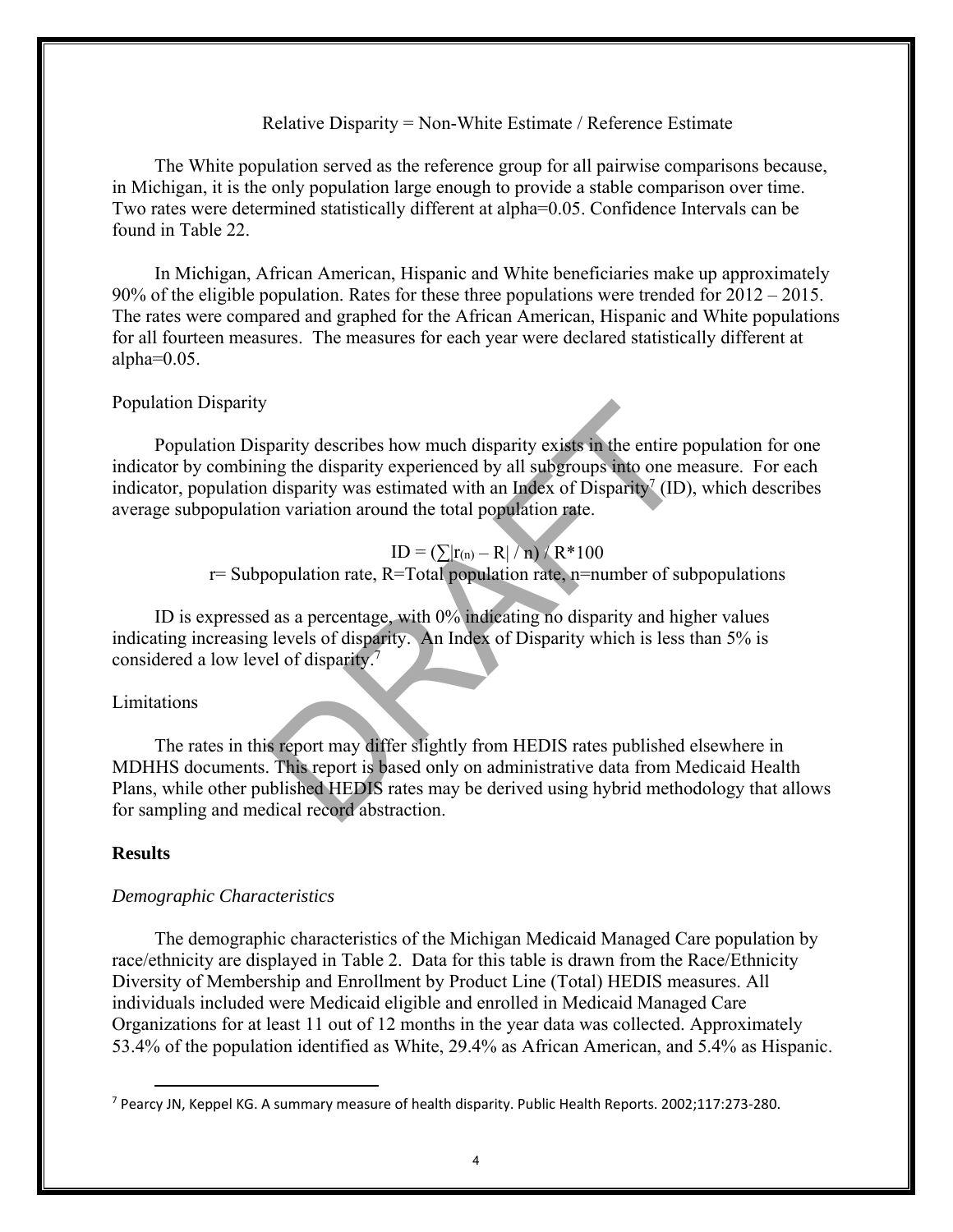Relative Disparity = Non-White Estimate / Reference Estimate

The White population served as the reference group for all pairwise comparisons because, in Michigan, it is the only population large enough to provide a stable comparison over time. Two rates were determined statistically different at alpha=0.05. Confidence Intervals can be found in Table 22.

In Michigan, African American, Hispanic and White beneficiaries make up approximately 90% of the eligible population. Rates for these three populations were trended for 2012 – 2015. The rates were compared and graphed for the African American, Hispanic and White populations for all fourteen measures. The measures for each year were declared statistically different at alpha=0.05.

Population Disparity

Population Disparity describes how much disparity exists in the entire population for one indicator by combining the disparity experienced by all subgroups into one measure. For each indicator, population disparity was estimated with an Index of Disparity[7] (ID), which describes average subpopulation variation around the total population rate.

$$ID = (\sum|r_{(n)} - R| / n) / R*100$$

r= Subpopulation rate, R=Total population rate, n=number of subpopulations

ID is expressed as a percentage, with 0% indicating no disparity and higher values indicating increasing levels of disparity. An Index of Disparity which is less than 5% is considered a low level of disparity.[7]

Limitations

The rates in this report may differ slightly from HEDIS rates published elsewhere in MDHHS documents. This report is based only on administrative data from Medicaid Health Plans, while other published HEDIS rates may be derived using hybrid methodology that allows for sampling and medical record abstraction.

**Results**

*Demographic Characteristics*

The demographic characteristics of the Michigan Medicaid Managed Care population by race/ethnicity are displayed in Table 2. Data for this table is drawn from the Race/Ethnicity Diversity of Membership and Enrollment by Product Line (Total) HEDIS measures. All individuals included were Medicaid eligible and enrolled in Medicaid Managed Care Organizations for at least 11 out of 12 months in the year data was collected. Approximately 53.4% of the population identified as White, 29.4% as African American, and 5.4% as Hispanic.

[7] Pearcy JN, Keppel KG. A summary measure of health disparity. Public Health Reports. 2002;117:273-280.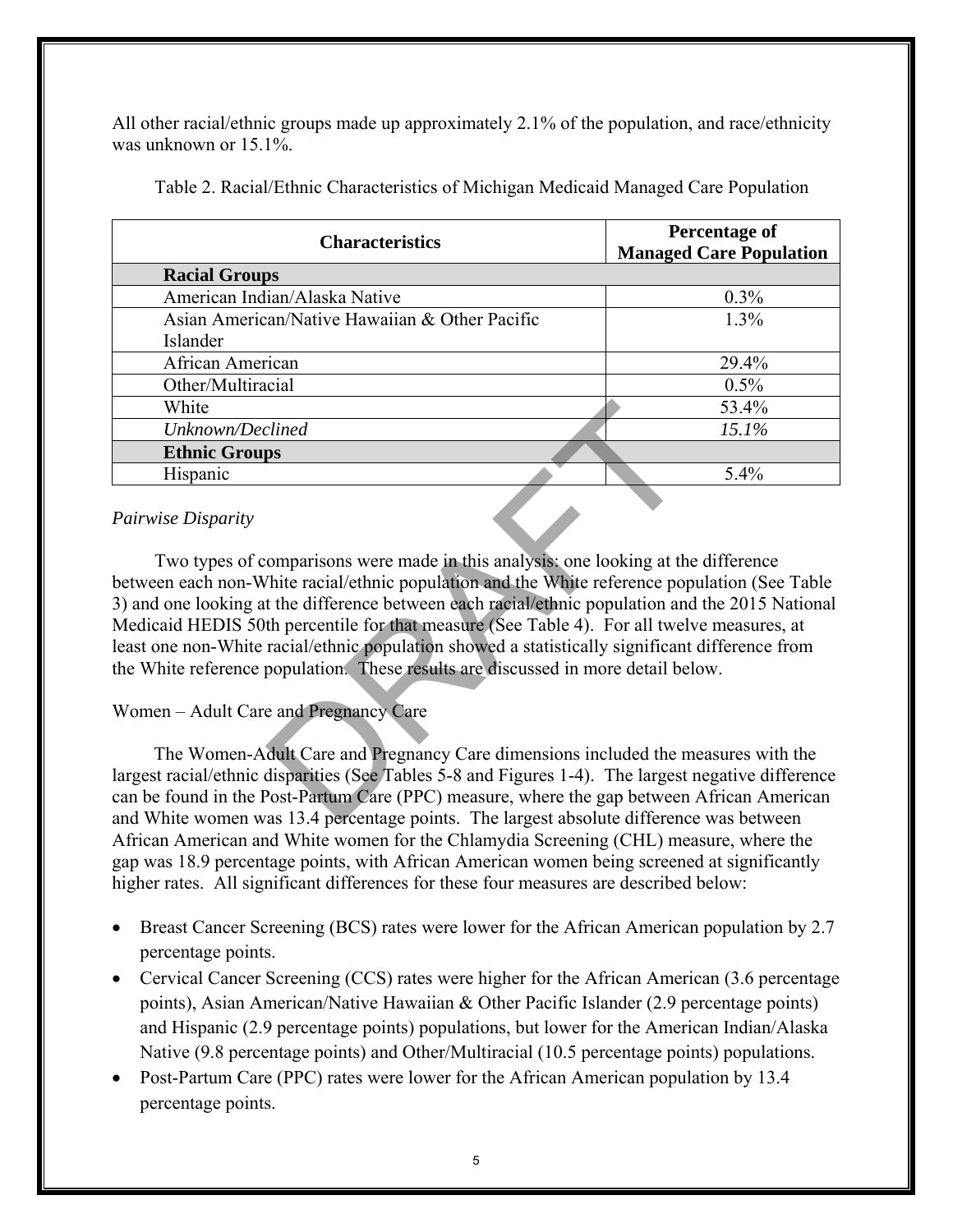All other racial/ethnic groups made up approximately 2.1% of the population, and race/ethnicity was unknown or 15.1%.

Table 2. Racial/Ethnic Characteristics of Michigan Medicaid Managed Care Population

| Characteristics | Percentage of Managed Care Population |
|---|---|
| **Racial Groups** | |
| American Indian/Alaska Native | 0.3% |
| Asian American/Native Hawaiian & Other Pacific Islander | 1.3% |
| African American | 29.4% |
| Other/Multiracial | 0.5% |
| White | 53.4% |
| *Unknown/Declined* | *15.1%* |
| **Ethnic Groups** | |
| Hispanic | 5.4% |

*Pairwise Disparity*

Two types of comparisons were made in this analysis: one looking at the difference between each non-White racial/ethnic population and the White reference population (See Table 3) and one looking at the difference between each racial/ethnic population and the 2015 National Medicaid HEDIS 50th percentile for that measure (See Table 4). For all twelve measures, at least one non-White racial/ethnic population showed a statistically significant difference from the White reference population. These results are discussed in more detail below.

Women – Adult Care and Pregnancy Care

The Women-Adult Care and Pregnancy Care dimensions included the measures with the largest racial/ethnic disparities (See Tables 5-8 and Figures 1-4). The largest negative difference can be found in the Post-Partum Care (PPC) measure, where the gap between African American and White women was 13.4 percentage points. The largest absolute difference was between African American and White women for the Chlamydia Screening (CHL) measure, where the gap was 18.9 percentage points, with African American women being screened at significantly higher rates. All significant differences for these four measures are described below:

- Breast Cancer Screening (BCS) rates were lower for the African American population by 2.7 percentage points.
- Cervical Cancer Screening (CCS) rates were higher for the African American (3.6 percentage points), Asian American/Native Hawaiian & Other Pacific Islander (2.9 percentage points) and Hispanic (2.9 percentage points) populations, but lower for the American Indian/Alaska Native (9.8 percentage points) and Other/Multiracial (10.5 percentage points) populations.
- Post-Partum Care (PPC) rates were lower for the African American population by 13.4 percentage points.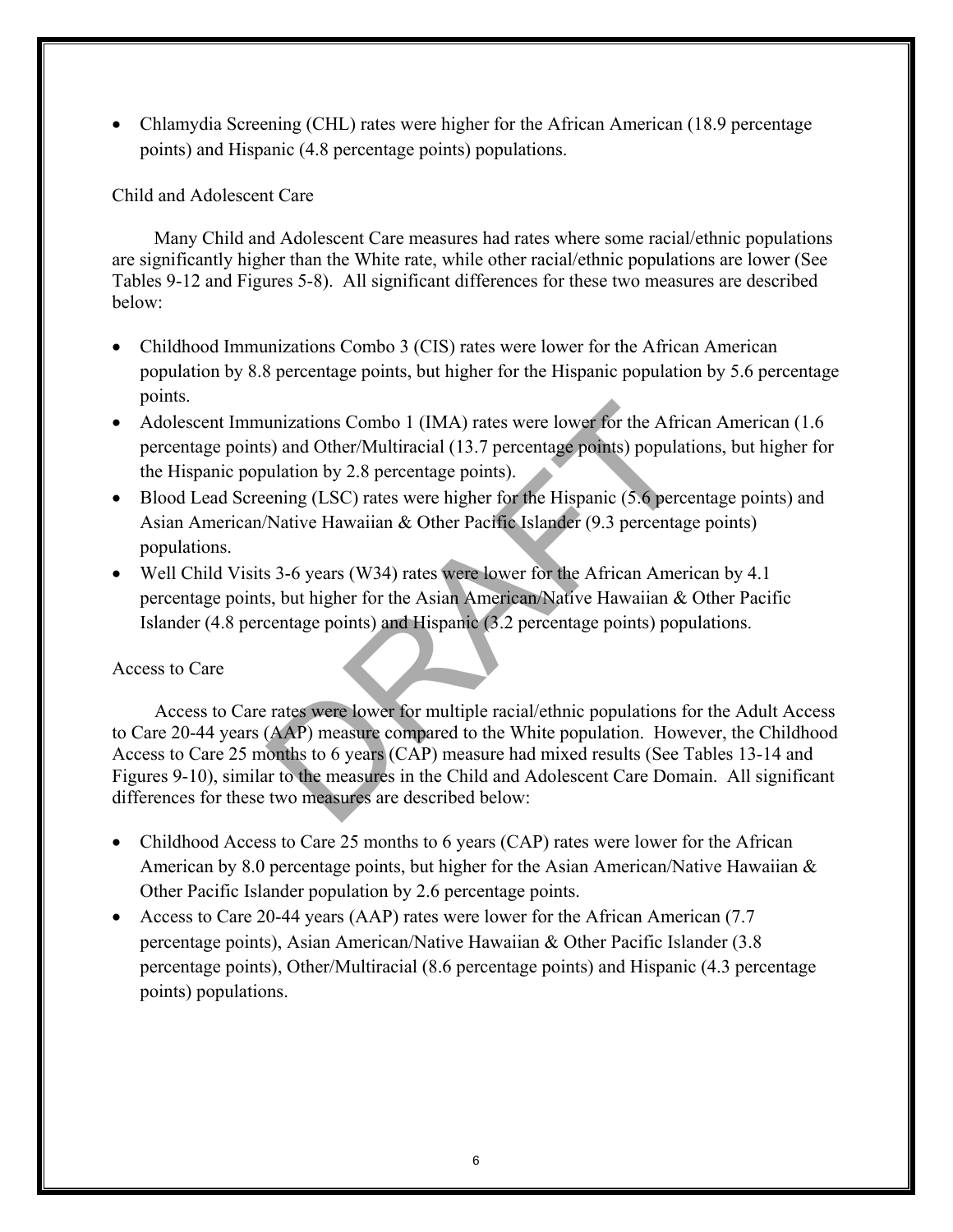- Chlamydia Screening (CHL) rates were higher for the African American (18.9 percentage points) and Hispanic (4.8 percentage points) populations.

Child and Adolescent Care

Many Child and Adolescent Care measures had rates where some racial/ethnic populations are significantly higher than the White rate, while other racial/ethnic populations are lower (See Tables 9-12 and Figures 5-8). All significant differences for these two measures are described below:

- Childhood Immunizations Combo 3 (CIS) rates were lower for the African American population by 8.8 percentage points, but higher for the Hispanic population by 5.6 percentage points.
- Adolescent Immunizations Combo 1 (IMA) rates were lower for the African American (1.6 percentage points) and Other/Multiracial (13.7 percentage points) populations, but higher for the Hispanic population by 2.8 percentage points).
- Blood Lead Screening (LSC) rates were higher for the Hispanic (5.6 percentage points) and Asian American/Native Hawaiian & Other Pacific Islander (9.3 percentage points) populations.
- Well Child Visits 3-6 years (W34) rates were lower for the African American by 4.1 percentage points, but higher for the Asian American/Native Hawaiian & Other Pacific Islander (4.8 percentage points) and Hispanic (3.2 percentage points) populations.

Access to Care

Access to Care rates were lower for multiple racial/ethnic populations for the Adult Access to Care 20-44 years (AAP) measure compared to the White population. However, the Childhood Access to Care 25 months to 6 years (CAP) measure had mixed results (See Tables 13-14 and Figures 9-10), similar to the measures in the Child and Adolescent Care Domain. All significant differences for these two measures are described below:

- Childhood Access to Care 25 months to 6 years (CAP) rates were lower for the African American by 8.0 percentage points, but higher for the Asian American/Native Hawaiian & Other Pacific Islander population by 2.6 percentage points.
- Access to Care 20-44 years (AAP) rates were lower for the African American (7.7 percentage points), Asian American/Native Hawaiian & Other Pacific Islander (3.8 percentage points), Other/Multiracial (8.6 percentage points) and Hispanic (4.3 percentage points) populations.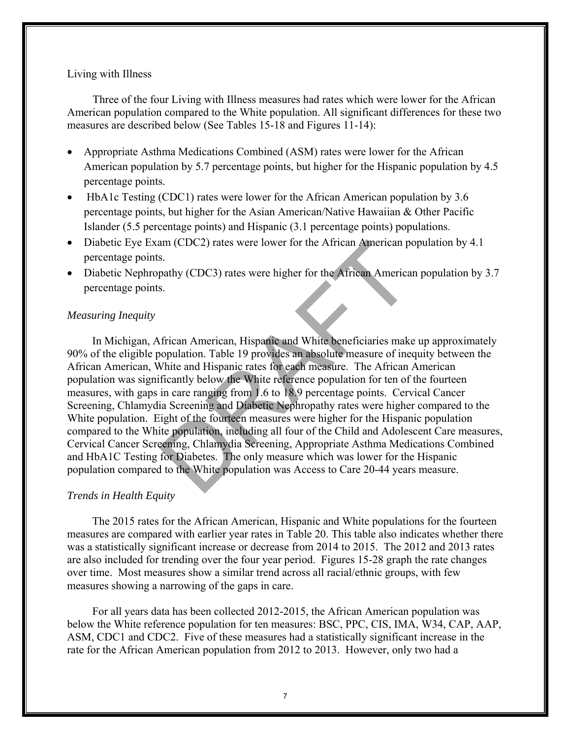Living with Illness

Three of the four Living with Illness measures had rates which were lower for the African American population compared to the White population. All significant differences for these two measures are described below (See Tables 15-18 and Figures 11-14):

- Appropriate Asthma Medications Combined (ASM) rates were lower for the African American population by 5.7 percentage points, but higher for the Hispanic population by 4.5 percentage points.
- HbA1c Testing (CDC1) rates were lower for the African American population by 3.6 percentage points, but higher for the Asian American/Native Hawaiian & Other Pacific Islander (5.5 percentage points) and Hispanic (3.1 percentage points) populations.
- Diabetic Eye Exam (CDC2) rates were lower for the African American population by 4.1 percentage points.
- Diabetic Nephropathy (CDC3) rates were higher for the African American population by 3.7 percentage points.

*Measuring Inequity*

In Michigan, African American, Hispanic and White beneficiaries make up approximately 90% of the eligible population. Table 19 provides an absolute measure of inequity between the African American, White and Hispanic rates for each measure. The African American population was significantly below the White reference population for ten of the fourteen measures, with gaps in care ranging from 1.6 to 18.9 percentage points. Cervical Cancer Screening, Chlamydia Screening and Diabetic Nephropathy rates were higher compared to the White population. Eight of the fourteen measures were higher for the Hispanic population compared to the White population, including all four of the Child and Adolescent Care measures, Cervical Cancer Screening, Chlamydia Screening, Appropriate Asthma Medications Combined and HbA1C Testing for Diabetes. The only measure which was lower for the Hispanic population compared to the White population was Access to Care 20-44 years measure.

*Trends in Health Equity*

The 2015 rates for the African American, Hispanic and White populations for the fourteen measures are compared with earlier year rates in Table 20. This table also indicates whether there was a statistically significant increase or decrease from 2014 to 2015. The 2012 and 2013 rates are also included for trending over the four year period. Figures 15-28 graph the rate changes over time. Most measures show a similar trend across all racial/ethnic groups, with few measures showing a narrowing of the gaps in care.

For all years data has been collected 2012-2015, the African American population was below the White reference population for ten measures: BSC, PPC, CIS, IMA, W34, CAP, AAP, ASM, CDC1 and CDC2. Five of these measures had a statistically significant increase in the rate for the African American population from 2012 to 2013. However, only two had a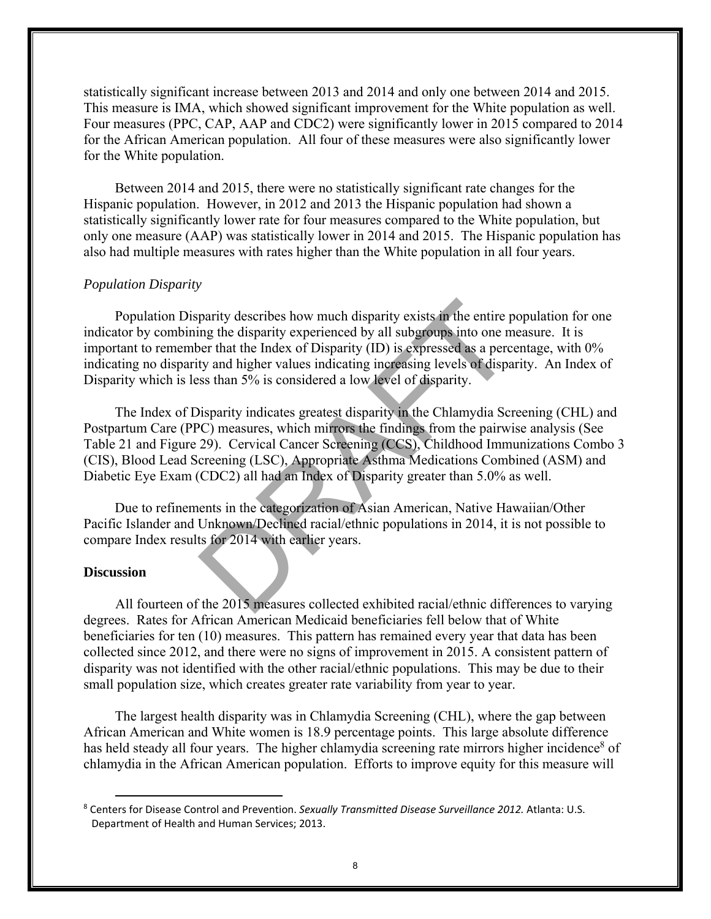statistically significant increase between 2013 and 2014 and only one between 2014 and 2015. This measure is IMA, which showed significant improvement for the White population as well. Four measures (PPC, CAP, AAP and CDC2) were significantly lower in 2015 compared to 2014 for the African American population. All four of these measures were also significantly lower for the White population.

Between 2014 and 2015, there were no statistically significant rate changes for the Hispanic population. However, in 2012 and 2013 the Hispanic population had shown a statistically significantly lower rate for four measures compared to the White population, but only one measure (AAP) was statistically lower in 2014 and 2015. The Hispanic population has also had multiple measures with rates higher than the White population in all four years.

*Population Disparity*

Population Disparity describes how much disparity exists in the entire population for one indicator by combining the disparity experienced by all subgroups into one measure. It is important to remember that the Index of Disparity (ID) is expressed as a percentage, with 0% indicating no disparity and higher values indicating increasing levels of disparity. An Index of Disparity which is less than 5% is considered a low level of disparity.

The Index of Disparity indicates greatest disparity in the Chlamydia Screening (CHL) and Postpartum Care (PPC) measures, which mirrors the findings from the pairwise analysis (See Table 21 and Figure 29). Cervical Cancer Screening (CCS), Childhood Immunizations Combo 3 (CIS), Blood Lead Screening (LSC), Appropriate Asthma Medications Combined (ASM) and Diabetic Eye Exam (CDC2) all had an Index of Disparity greater than 5.0% as well.

Due to refinements in the categorization of Asian American, Native Hawaiian/Other Pacific Islander and Unknown/Declined racial/ethnic populations in 2014, it is not possible to compare Index results for 2014 with earlier years.

**Discussion**

All fourteen of the 2015 measures collected exhibited racial/ethnic differences to varying degrees. Rates for African American Medicaid beneficiaries fell below that of White beneficiaries for ten (10) measures. This pattern has remained every year that data has been collected since 2012, and there were no signs of improvement in 2015. A consistent pattern of disparity was not identified with the other racial/ethnic populations. This may be due to their small population size, which creates greater rate variability from year to year.

The largest health disparity was in Chlamydia Screening (CHL), where the gap between African American and White women is 18.9 percentage points. This large absolute difference has held steady all four years. The higher chlamydia screening rate mirrors higher incidence[8] of chlamydia in the African American population. Efforts to improve equity for this measure will

[8] Centers for Disease Control and Prevention. *Sexually Transmitted Disease Surveillance 2012.* Atlanta: U.S. Department of Health and Human Services; 2013.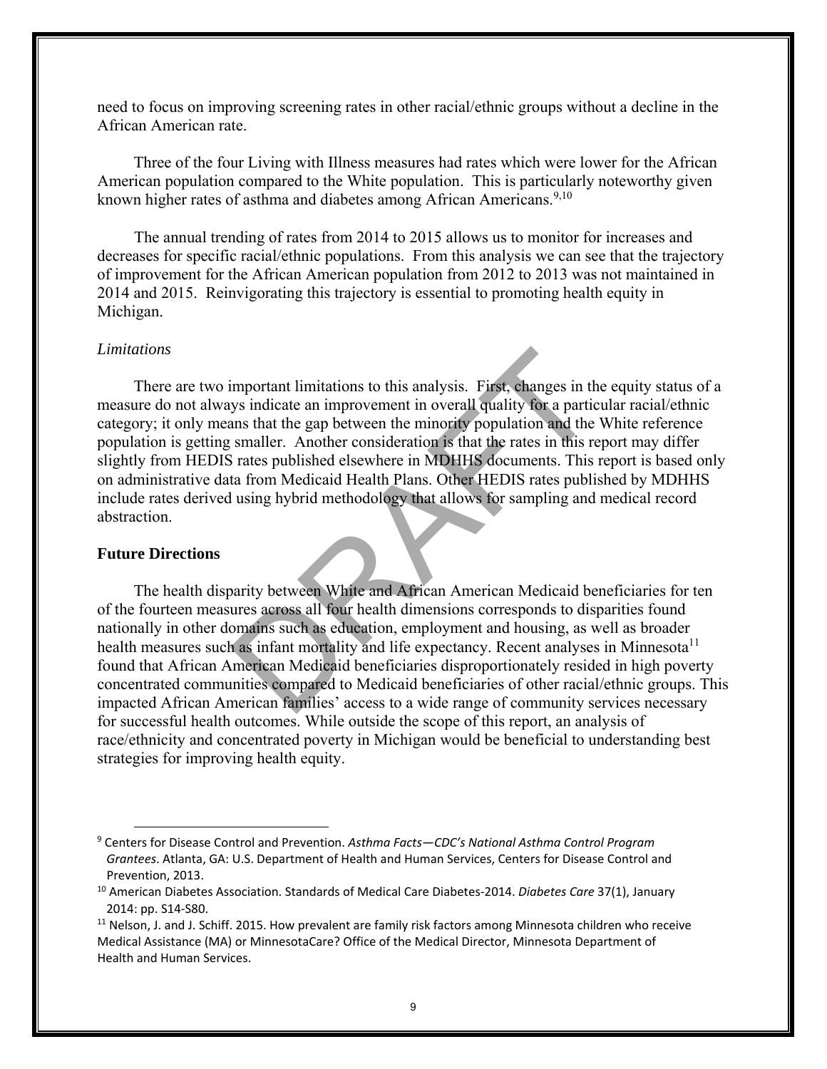need to focus on improving screening rates in other racial/ethnic groups without a decline in the African American rate.

Three of the four Living with Illness measures had rates which were lower for the African American population compared to the White population. This is particularly noteworthy given known higher rates of asthma and diabetes among African Americans.[9,10]

The annual trending of rates from 2014 to 2015 allows us to monitor for increases and decreases for specific racial/ethnic populations. From this analysis we can see that the trajectory of improvement for the African American population from 2012 to 2013 was not maintained in 2014 and 2015. Reinvigorating this trajectory is essential to promoting health equity in Michigan.

*Limitations*

There are two important limitations to this analysis. First, changes in the equity status of a measure do not always indicate an improvement in overall quality for a particular racial/ethnic category; it only means that the gap between the minority population and the White reference population is getting smaller. Another consideration is that the rates in this report may differ slightly from HEDIS rates published elsewhere in MDHHS documents. This report is based only on administrative data from Medicaid Health Plans. Other HEDIS rates published by MDHHS include rates derived using hybrid methodology that allows for sampling and medical record abstraction.

**Future Directions**

The health disparity between White and African American Medicaid beneficiaries for ten of the fourteen measures across all four health dimensions corresponds to disparities found nationally in other domains such as education, employment and housing, as well as broader health measures such as infant mortality and life expectancy. Recent analyses in Minnesota[11] found that African American Medicaid beneficiaries disproportionately resided in high poverty concentrated communities compared to Medicaid beneficiaries of other racial/ethnic groups. This impacted African American families' access to a wide range of community services necessary for successful health outcomes. While outside the scope of this report, an analysis of race/ethnicity and concentrated poverty in Michigan would be beneficial to understanding best strategies for improving health equity.

---

[9] Centers for Disease Control and Prevention. *Asthma Facts—CDC's National Asthma Control Program Grantees*. Atlanta, GA: U.S. Department of Health and Human Services, Centers for Disease Control and Prevention, 2013.

[10] American Diabetes Association. Standards of Medical Care Diabetes-2014. *Diabetes Care* 37(1), January 2014: pp. S14-S80.

[11] Nelson, J. and J. Schiff. 2015. How prevalent are family risk factors among Minnesota children who receive Medical Assistance (MA) or MinnesotaCare? Office of the Medical Director, Minnesota Department of Health and Human Services.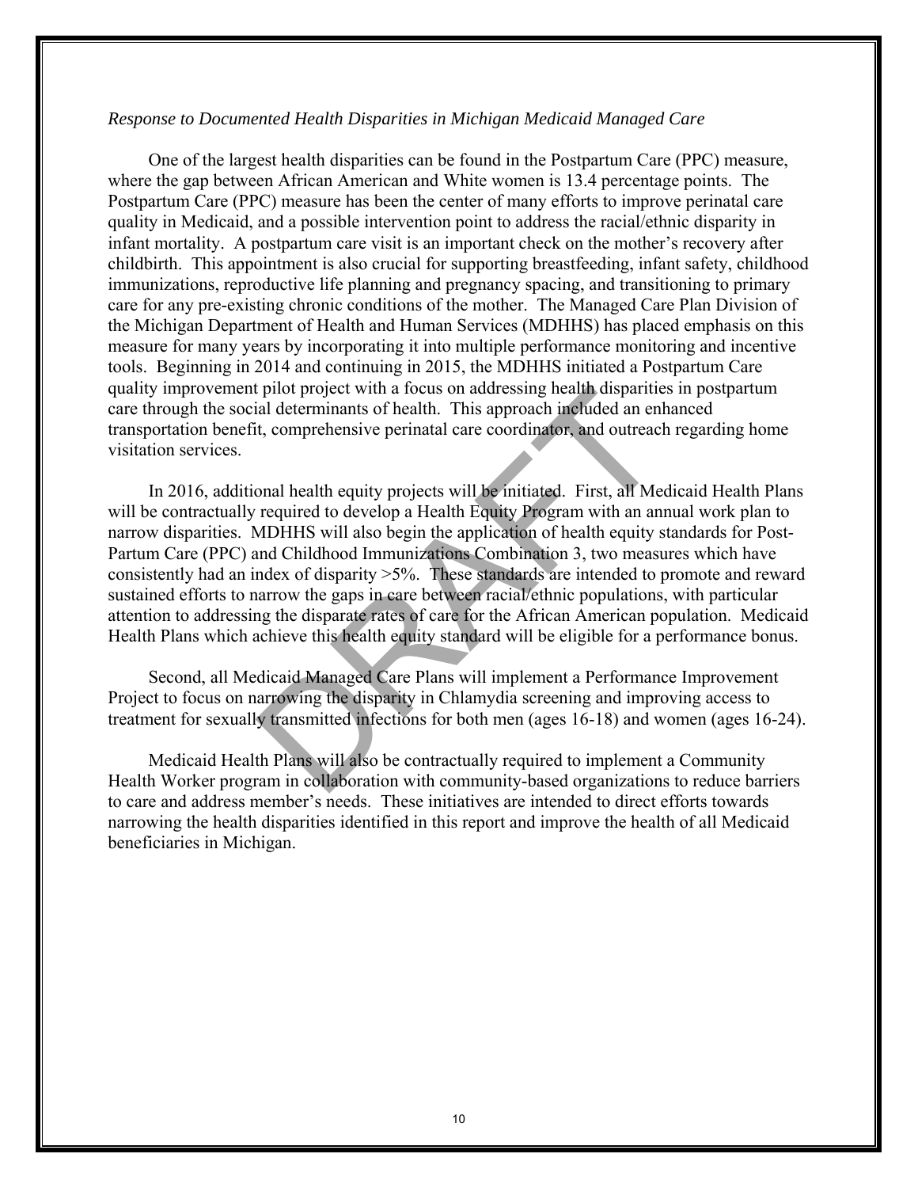*Response to Documented Health Disparities in Michigan Medicaid Managed Care*

One of the largest health disparities can be found in the Postpartum Care (PPC) measure, where the gap between African American and White women is 13.4 percentage points. The Postpartum Care (PPC) measure has been the center of many efforts to improve perinatal care quality in Medicaid, and a possible intervention point to address the racial/ethnic disparity in infant mortality. A postpartum care visit is an important check on the mother's recovery after childbirth. This appointment is also crucial for supporting breastfeeding, infant safety, childhood immunizations, reproductive life planning and pregnancy spacing, and transitioning to primary care for any pre-existing chronic conditions of the mother. The Managed Care Plan Division of the Michigan Department of Health and Human Services (MDHHS) has placed emphasis on this measure for many years by incorporating it into multiple performance monitoring and incentive tools. Beginning in 2014 and continuing in 2015, the MDHHS initiated a Postpartum Care quality improvement pilot project with a focus on addressing health disparities in postpartum care through the social determinants of health. This approach included an enhanced transportation benefit, comprehensive perinatal care coordinator, and outreach regarding home visitation services.

In 2016, additional health equity projects will be initiated. First, all Medicaid Health Plans will be contractually required to develop a Health Equity Program with an annual work plan to narrow disparities. MDHHS will also begin the application of health equity standards for Post-Partum Care (PPC) and Childhood Immunizations Combination 3, two measures which have consistently had an index of disparity >5%. These standards are intended to promote and reward sustained efforts to narrow the gaps in care between racial/ethnic populations, with particular attention to addressing the disparate rates of care for the African American population. Medicaid Health Plans which achieve this health equity standard will be eligible for a performance bonus.

Second, all Medicaid Managed Care Plans will implement a Performance Improvement Project to focus on narrowing the disparity in Chlamydia screening and improving access to treatment for sexually transmitted infections for both men (ages 16-18) and women (ages 16-24).

Medicaid Health Plans will also be contractually required to implement a Community Health Worker program in collaboration with community-based organizations to reduce barriers to care and address member's needs. These initiatives are intended to direct efforts towards narrowing the health disparities identified in this report and improve the health of all Medicaid beneficiaries in Michigan.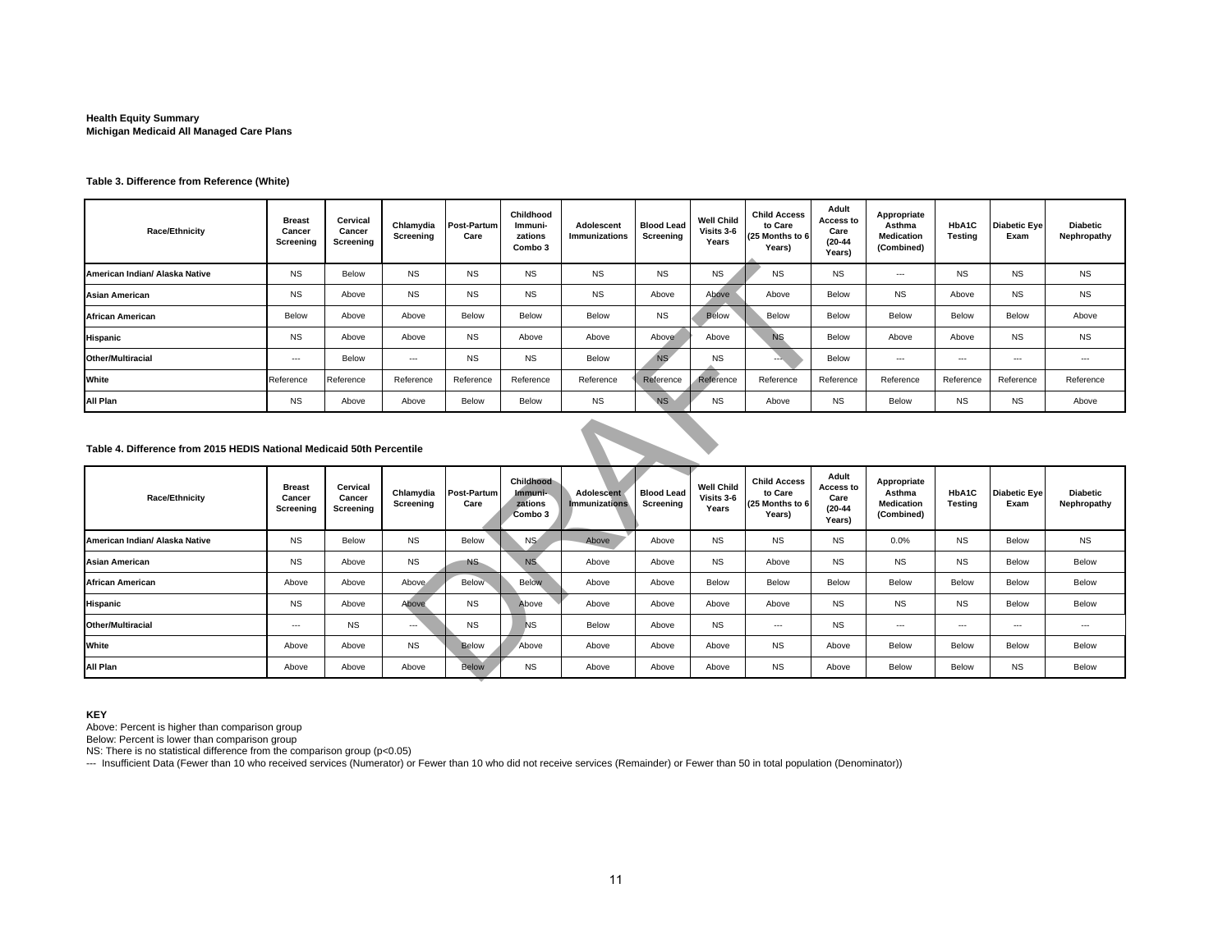**Health Equity Summary**
**Michigan Medicaid All Managed Care Plans**

**Table 3. Difference from Reference (White)**

| Race/Ethnicity | Breast Cancer Screening | Cervical Cancer Screening | Chlamydia Screening | Post-Partum Care | Childhood Immuni-zations Combo 3 | Adolescent Immunizations | Blood Lead Screening | Well Child Visits 3-6 Years | Child Access to Care (25 Months to 6 Years) | Adult Access to Care (20-44 Years) | Appropriate Asthma Medication (Combined) | HbA1C Testing | Diabetic Eye Exam | Diabetic Nephropathy |
|---|---|---|---|---|---|---|---|---|---|---|---|---|---|---|
| American Indian/ Alaska Native | NS | Below | NS | NS | NS | NS | NS | NS | NS | NS | --- | NS | NS | NS |
| Asian American | NS | Above | NS | NS | NS | NS | Above | Above | Above | Below | NS | Above | NS | NS |
| African American | Below | Above | Above | Below | Below | Below | NS | Below | Below | Below | Below | Below | Below | Above |
| Hispanic | NS | Above | Above | NS | Above | Above | Above | Above | NS | Below | Above | Above | NS | NS |
| Other/Multiracial | --- | Below | --- | NS | NS | Below | NS | NS | --- | Below | --- | --- | --- | --- |
| White | Reference | Reference | Reference | Reference | Reference | Reference | Reference | Reference | Reference | Reference | Reference | Reference | Reference | Reference |
| All Plan | NS | Above | Above | Below | Below | NS | NS | NS | Above | NS | Below | NS | NS | Above |

**Table 4. Difference from 2015 HEDIS National Medicaid 50th Percentile**

| Race/Ethnicity | Breast Cancer Screening | Cervical Cancer Screening | Chlamydia Screening | Post-Partum Care | Childhood Immuni-zations Combo 3 | Adolescent Immunizations | Blood Lead Screening | Well Child Visits 3-6 Years | Child Access to Care (25 Months to 6 Years) | Adult Access to Care (20-44 Years) | Appropriate Asthma Medication (Combined) | HbA1C Testing | Diabetic Eye Exam | Diabetic Nephropathy |
|---|---|---|---|---|---|---|---|---|---|---|---|---|---|---|
| American Indian/ Alaska Native | NS | Below | NS | Below | NS | Above | Above | NS | NS | NS | 0.0% | NS | Below | NS |
| Asian American | NS | Above | NS | NS | NS | Above | Above | NS | Above | NS | NS | NS | Below | Below |
| African American | Above | Above | Above | Below | Below | Above | Above | Below | Below | Below | Below | Below | Below | Below |
| Hispanic | NS | Above | Above | NS | Above | Above | Above | Above | Above | NS | NS | NS | Below | Below |
| Other/Multiracial | --- | NS | --- | NS | NS | Below | Above | NS | --- | NS | --- | --- | --- | --- |
| White | Above | Above | NS | Below | Above | Above | Above | Above | NS | Above | Below | Below | Below | Below |
| All Plan | Above | Above | Above | Below | NS | Above | Above | Above | NS | Above | Below | Below | NS | Below |

**KEY**
Above: Percent is higher than comparison group
Below: Percent is lower than comparison group
NS: There is no statistical difference from the comparison group (p<0.05)
--- Insufficient Data (Fewer than 10 who received services (Numerator) or Fewer than 10 who did not receive services (Remainder) or Fewer than 50 in total population (Denominator))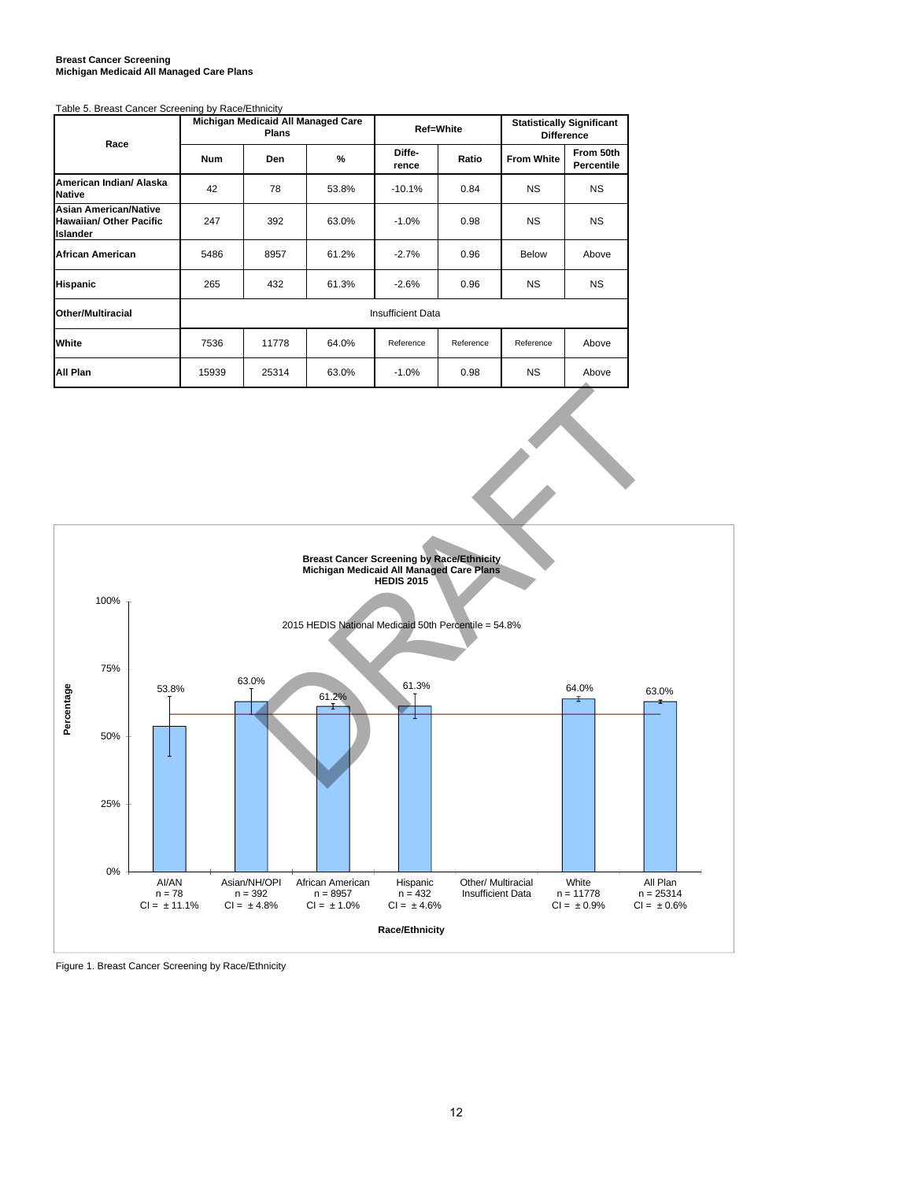**Breast Cancer Screening**
**Michigan Medicaid All Managed Care Plans**

Table 5. Breast Cancer Screening by Race/Ethnicity

| Race | Michigan Medicaid All Managed Care Plans | | | Ref=White | | Statistically Significant Difference | |
|---|---|---|---|---|---|---|---|
| | Num | Den | % | Difference | Ratio | From White | From 50th Percentile |
| **American Indian/ Alaska Native** | 42 | 78 | 53.8% | -10.1% | 0.84 | NS | NS |
| **Asian American/Native Hawaiian/ Other Pacific Islander** | 247 | 392 | 63.0% | -1.0% | 0.98 | NS | NS |
| **African American** | 5486 | 8957 | 61.2% | -2.7% | 0.96 | Below | Above |
| **Hispanic** | 265 | 432 | 61.3% | -2.6% | 0.96 | NS | NS |
| **Other/Multiracial** | Insufficient Data | | | | | | |
| **White** | 7536 | 11778 | 64.0% | Reference | Reference | Reference | Above |
| **All Plan** | 15939 | 25314 | 63.0% | -1.0% | 0.98 | NS | Above |

DRAFT

**Breast Cancer Screening by Race/Ethnicity**
**Michigan Medicaid All Managed Care Plans**
**HEDIS 2015**

2015 HEDIS National Medicaid 50th Percentile = 54.8%

Percentage

100%
75%
50%
25%
0%

53.8%
63.0%
61.2%
61.3%
64.0%
63.0%

AI/AN n = 78 CI = ± 11.1%
Asian/NH/OPI n = 392 CI = ± 4.8%
African American n = 8957 CI = ± 1.0%
Hispanic n = 432 CI = ± 4.6%
Other/ Multiracial Insufficient Data
White n = 11778 CI = ± 0.9%
All Plan n = 25314 CI = ± 0.6%

**Race/Ethnicity**

Figure 1. Breast Cancer Screening by Race/Ethnicity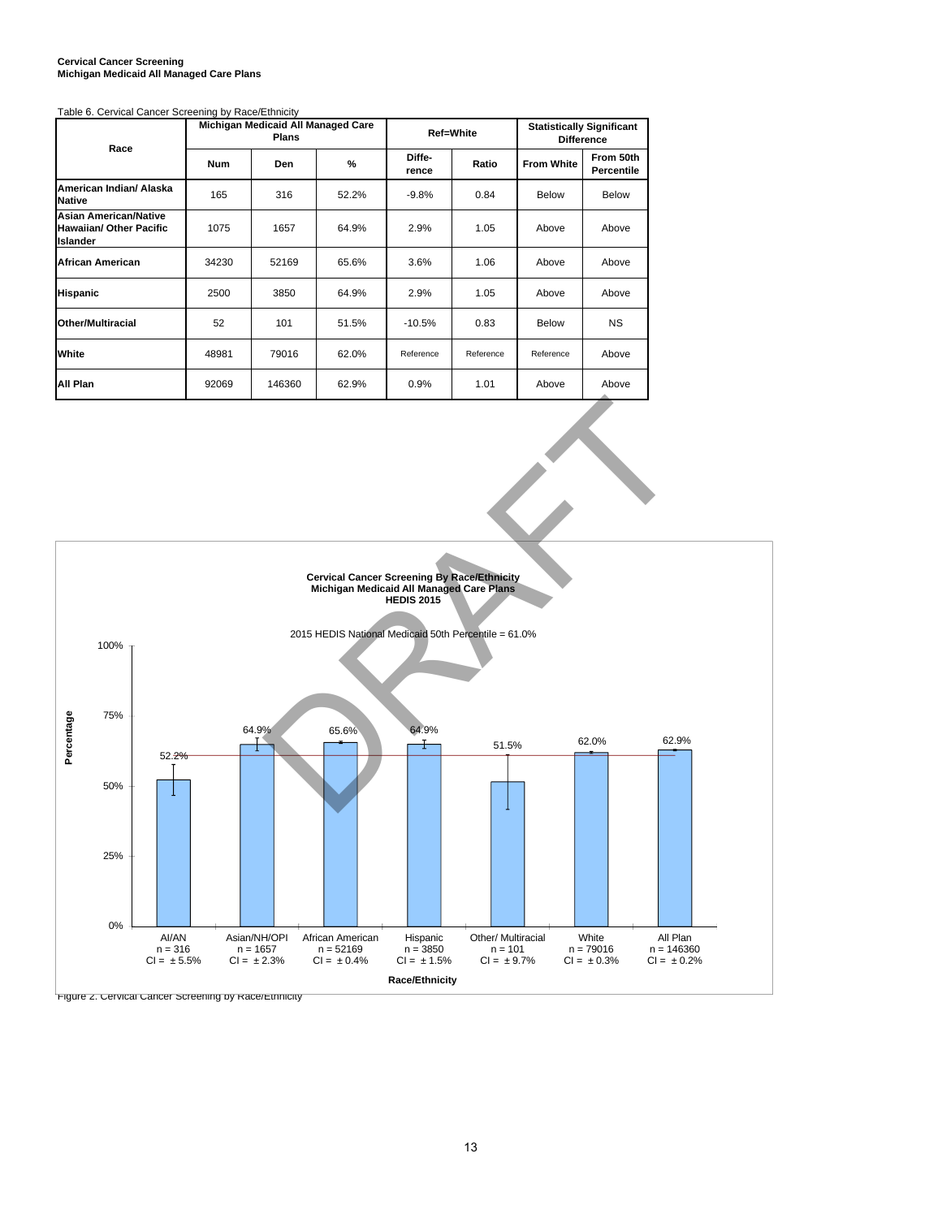**Cervical Cancer Screening**
**Michigan Medicaid All Managed Care Plans**

Table 6. Cervical Cancer Screening by Race/Ethnicity

| Race | Michigan Medicaid All Managed Care Plans | | | Ref=White | | Statistically Significant Difference | |
|---|---|---|---|---|---|---|---|
| | Num | Den | % | Diffe-rence | Ratio | From White | From 50th Percentile |
| American Indian/ Alaska Native | 165 | 316 | 52.2% | -9.8% | 0.84 | Below | Below |
| Asian American/Native Hawaiian/ Other Pacific Islander | 1075 | 1657 | 64.9% | 2.9% | 1.05 | Above | Above |
| African American | 34230 | 52169 | 65.6% | 3.6% | 1.06 | Above | Above |
| Hispanic | 2500 | 3850 | 64.9% | 2.9% | 1.05 | Above | Above |
| Other/Multiracial | 52 | 101 | 51.5% | -10.5% | 0.83 | Below | NS |
| White | 48981 | 79016 | 62.0% | Reference | Reference | Reference | Above |
| All Plan | 92069 | 146360 | 62.9% | 0.9% | 1.01 | Above | Above |

DRAFT

Cervical Cancer Screening By Race/Ethnicity
Michigan Medicaid All Managed Care Plans
HEDIS 2015

2015 HEDIS National Medicaid 50th Percentile = 61.0%

Percentage

100%
75%
50%
25%
0%

52.2%
64.9%
65.6%
64.9%
51.5%
62.0%
62.9%

AI/AN n = 316 CI = ± 5.5%
Asian/NH/OPI n = 1657 CI = ± 2.3%
African American n = 52169 CI = ± 0.4%
Hispanic n = 3850 CI = ± 1.5%
Other/ Multiracial n = 101 CI = ± 9.7%
White n = 79016 CI = ± 0.3%
All Plan n = 146360 CI = ± 0.2%

Race/Ethnicity

Figure 2. Cervical Cancer Screening by Race/Ethnicity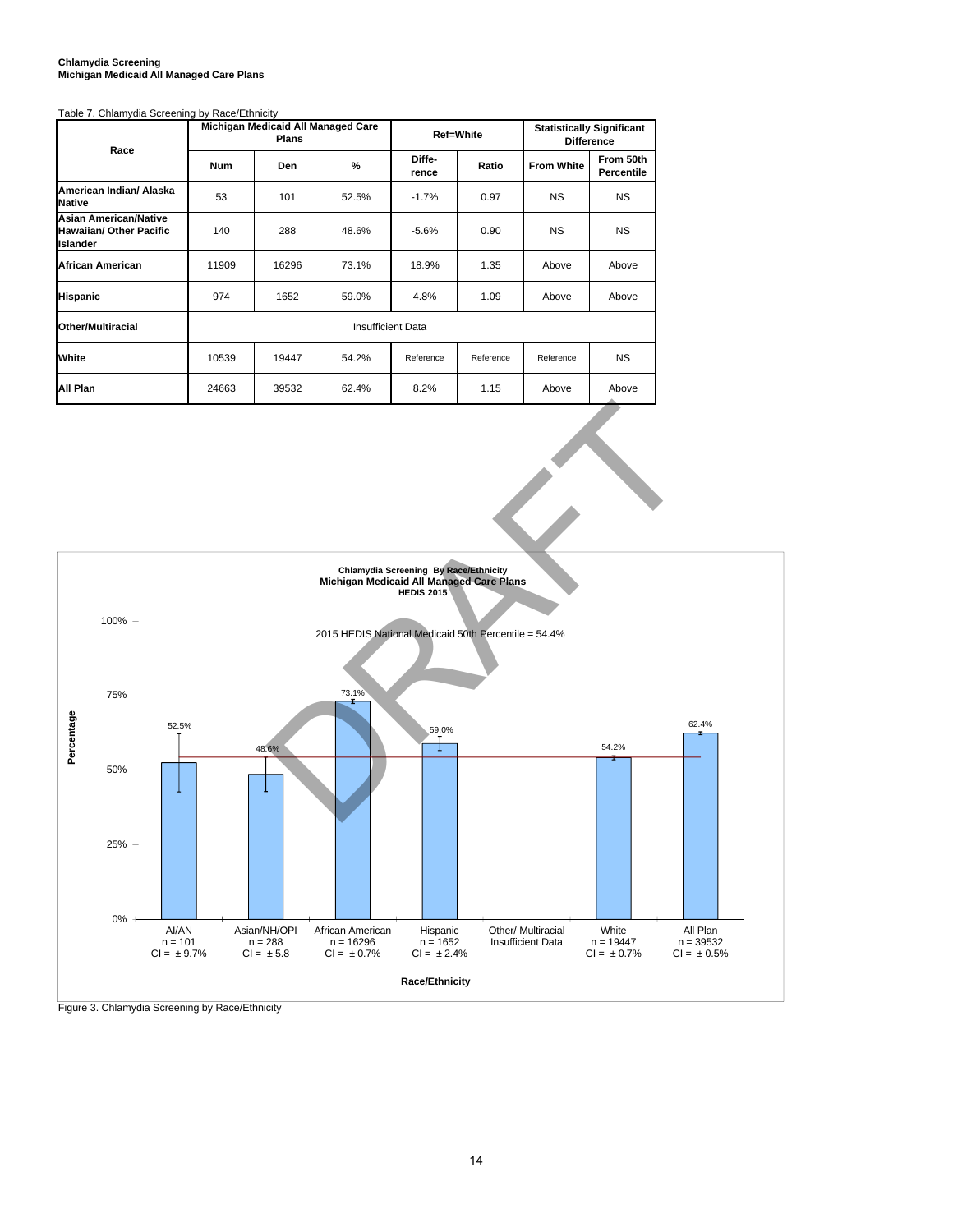**Chlamydia Screening**
**Michigan Medicaid All Managed Care Plans**

Table 7. Chlamydia Screening by Race/Ethnicity

| Race | Michigan Medicaid All Managed Care Plans | | | Ref=White | | Statistically Significant Difference | |
|---|---|---|---|---|---|---|---|
| | Num | Den | % | Diffe-rence | Ratio | From White | From 50th Percentile |
| American Indian/ Alaska Native | 53 | 101 | 52.5% | -1.7% | 0.97 | NS | NS |
| Asian American/Native Hawaiian/ Other Pacific Islander | 140 | 288 | 48.6% | -5.6% | 0.90 | NS | NS |
| African American | 11909 | 16296 | 73.1% | 18.9% | 1.35 | Above | Above |
| Hispanic | 974 | 1652 | 59.0% | 4.8% | 1.09 | Above | Above |
| Other/Multiracial | Insufficient Data | | | | | | |
| White | 10539 | 19447 | 54.2% | Reference | Reference | Reference | NS |
| All Plan | 24663 | 39532 | 62.4% | 8.2% | 1.15 | Above | Above |

Chlamydia Screening By Race/Ethnicity
Michigan Medicaid All Managed Care Plans
HEDIS 2015

2015 HEDIS National Medicaid 50th Percentile = 54.4%

Percentage

100%
75%
50%
25%
0%

52.5%
48.6%
73.1%
59.0%
54.2%
62.4%

AI/AN n = 101 CI = ± 9.7%
Asian/NH/OPI n = 288 CI = ± 5.8
African American n = 16296 CI = ± 0.7%
Hispanic n = 1652 CI = ± 2.4%
Other/ Multiracial Insufficient Data
White n = 19447 CI = ± 0.7%
All Plan n = 39532 CI = ± 0.5%

Race/Ethnicity

Figure 3. Chlamydia Screening by Race/Ethnicity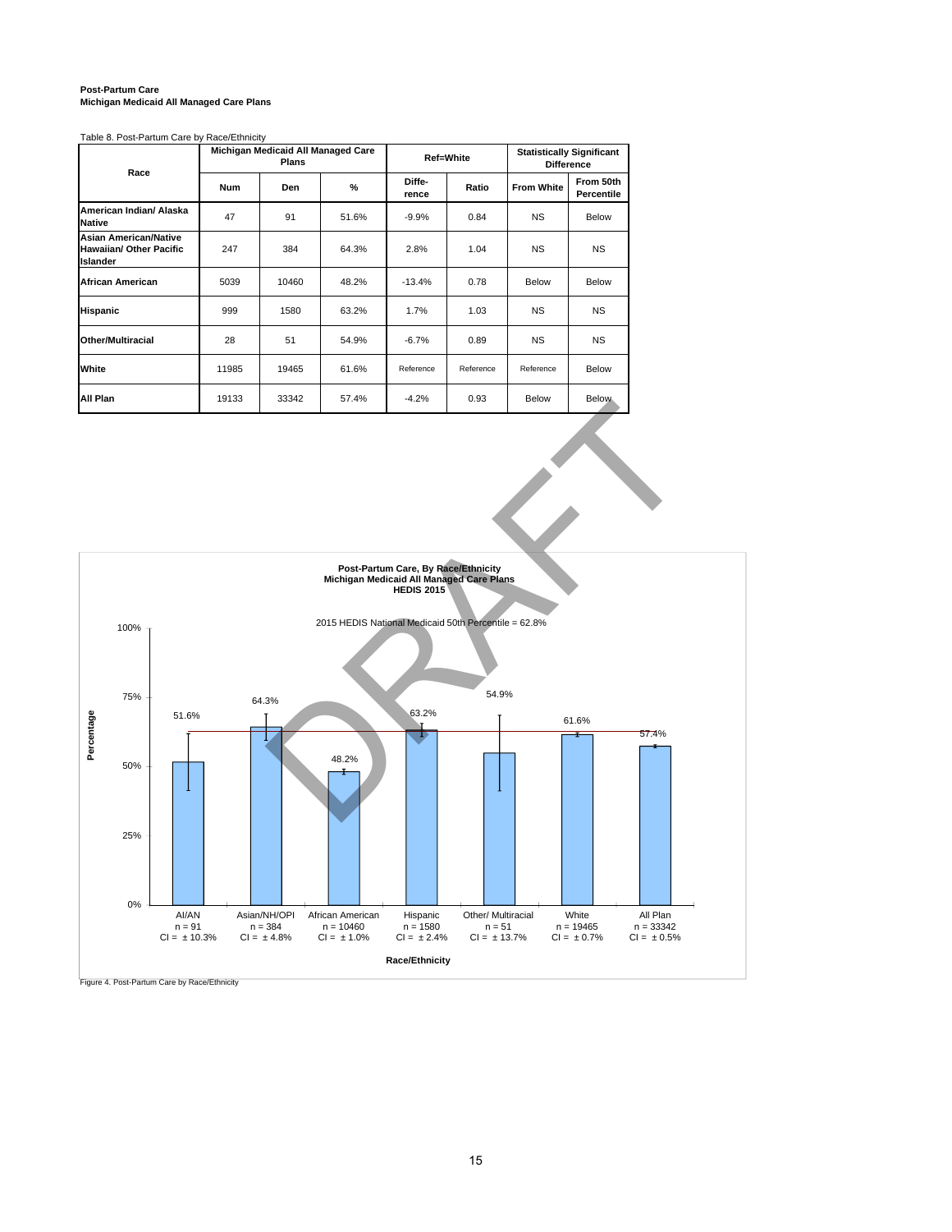**Post-Partum Care**
**Michigan Medicaid All Managed Care Plans**

Table 8. Post-Partum Care by Race/Ethnicity

| Race | Michigan Medicaid All Managed Care Plans | | | Ref=White | | Statistically Significant Difference | |
|---|---|---|---|---|---|---|---|
| | Num | Den | % | Diffe-rence | Ratio | From White | From 50th Percentile |
| American Indian/ Alaska Native | 47 | 91 | 51.6% | -9.9% | 0.84 | NS | Below |
| Asian American/Native Hawaiian/ Other Pacific Islander | 247 | 384 | 64.3% | 2.8% | 1.04 | NS | NS |
| African American | 5039 | 10460 | 48.2% | -13.4% | 0.78 | Below | Below |
| Hispanic | 999 | 1580 | 63.2% | 1.7% | 1.03 | NS | NS |
| Other/Multiracial | 28 | 51 | 54.9% | -6.7% | 0.89 | NS | NS |
| White | 11985 | 19465 | 61.6% | Reference | Reference | Reference | Below |
| All Plan | 19133 | 33342 | 57.4% | -4.2% | 0.93 | Below | Below |

Post-Partum Care, By Race/Ethnicity
Michigan Medicaid All Managed Care Plans
HEDIS 2015

2015 HEDIS National Medicaid 50th Percentile = 62.8%

Percentage

100%
75%
50%
25%
0%

51.6%
64.3%
48.2%
63.2%
54.9%
61.6%
57.4%

AI/AN n = 91 CI = ± 10.3%
Asian/NH/OPI n = 384 CI = ± 4.8%
African American n = 10460 CI = ± 1.0%
Hispanic n = 1580 CI = ± 2.4%
Other/ Multiracial n = 51 CI = ± 13.7%
White n = 19465 CI = ± 0.7%
All Plan n = 33342 CI = ± 0.5%

Race/Ethnicity

Figure 4. Post-Partum Care by Race/Ethnicity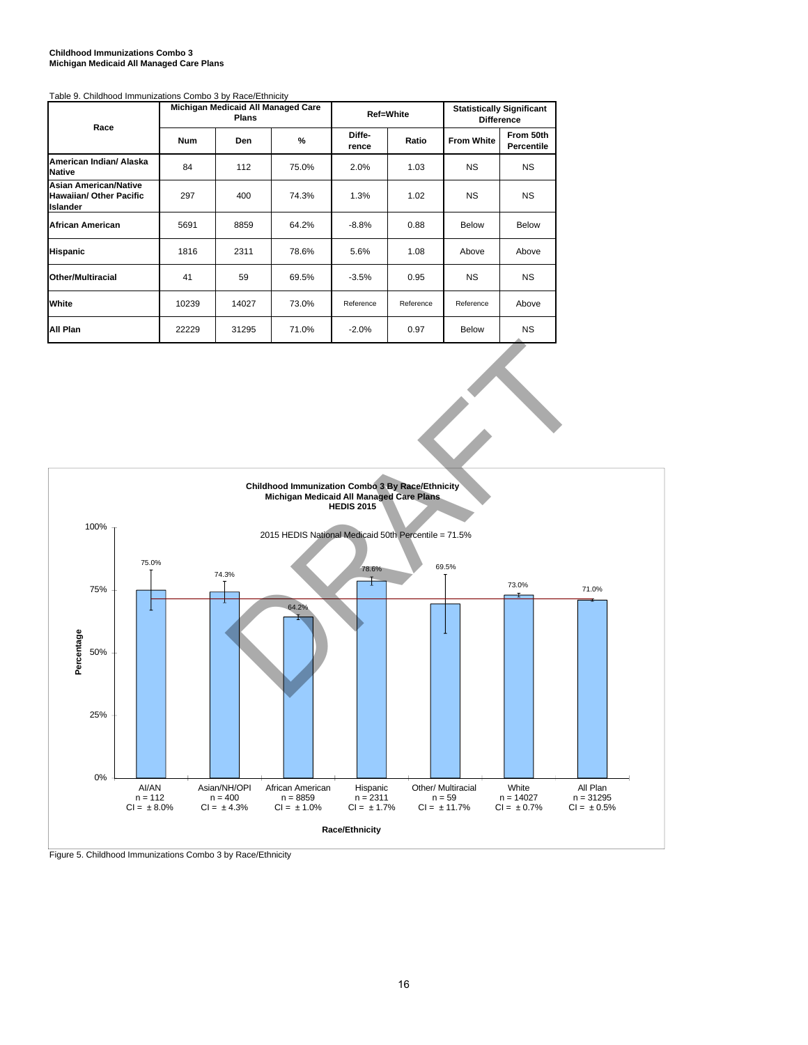**Childhood Immunizations Combo 3**
**Michigan Medicaid All Managed Care Plans**

Table 9. Childhood Immunizations Combo 3 by Race/Ethnicity

| Race | Michigan Medicaid All Managed Care Plans | | | Ref=White | | Statistically Significant Difference | |
|---|---|---|---|---|---|---|---|
| | Num | Den | % | Diffe-rence | Ratio | From White | From 50th Percentile |
| **American Indian/ Alaska Native** | 84 | 112 | 75.0% | 2.0% | 1.03 | NS | NS |
| **Asian American/Native Hawaiian/ Other Pacific Islander** | 297 | 400 | 74.3% | 1.3% | 1.02 | NS | NS |
| **African American** | 5691 | 8859 | 64.2% | -8.8% | 0.88 | Below | Below |
| **Hispanic** | 1816 | 2311 | 78.6% | 5.6% | 1.08 | Above | Above |
| **Other/Multiracial** | 41 | 59 | 69.5% | -3.5% | 0.95 | NS | NS |
| **White** | 10239 | 14027 | 73.0% | Reference | Reference | Reference | Above |
| **All Plan** | 22229 | 31295 | 71.0% | -2.0% | 0.97 | Below | NS |

DRAFT

Childhood Immunization Combo 3 By Race/Ethnicity
Michigan Medicaid All Managed Care Plans
HEDIS 2015

2015 HEDIS National Medicaid 50th Percentile = 71.5%

Percentage

100%
75%
50%
25%
0%

75.0%
74.3%
64.2%
78.6%
69.5%
73.0%
71.0%

AI/AN
n = 112
CI = ± 8.0%

Asian/NH/OPI
n = 400
CI = ± 4.3%

African American
n = 8859
CI = ± 1.0%

Hispanic
n = 2311
CI = ± 1.7%

Other/ Multiracial
n = 59
CI = ± 11.7%

White
n = 14027
CI = ± 0.7%

All Plan
n = 31295
CI = ± 0.5%

Race/Ethnicity

Figure 5. Childhood Immunizations Combo 3 by Race/Ethnicity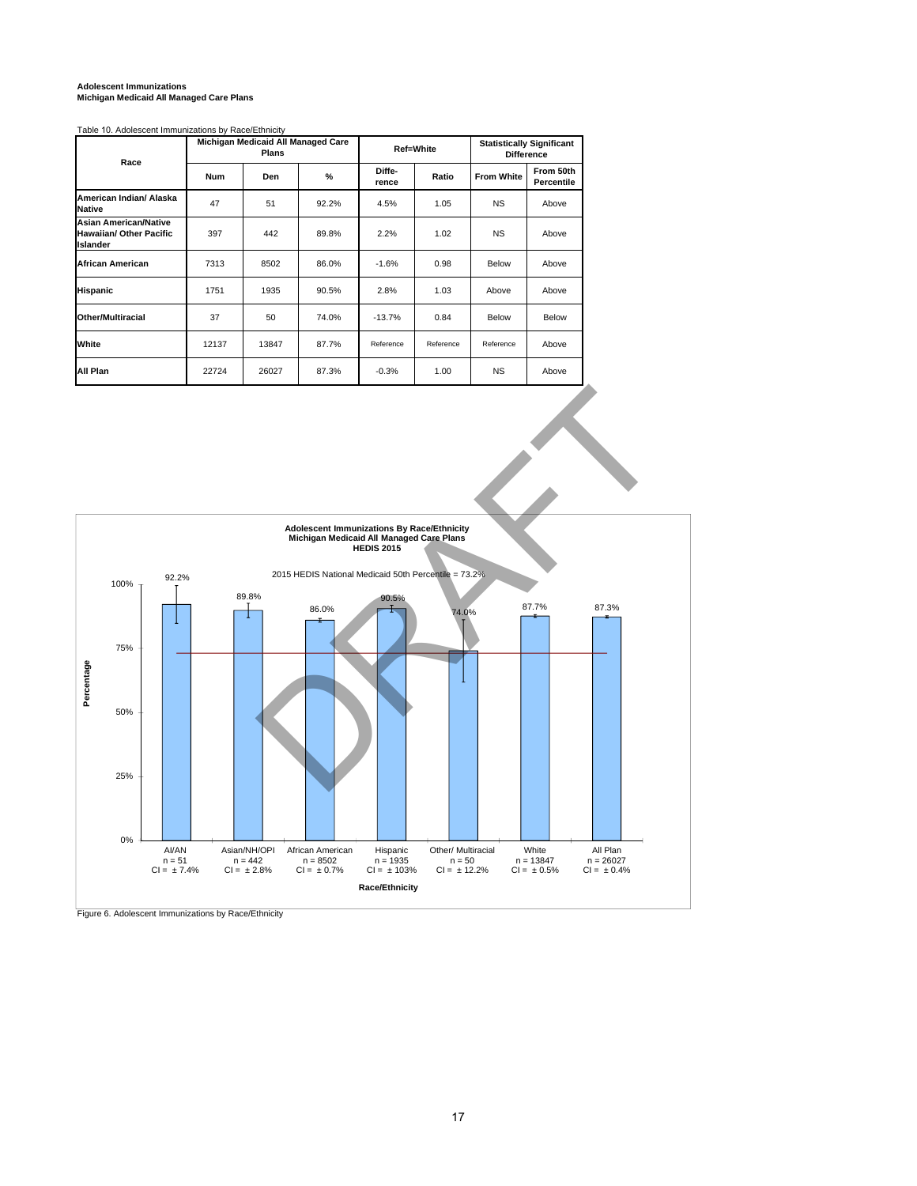**Adolescent Immunizations**
**Michigan Medicaid All Managed Care Plans**

Table 10. Adolescent Immunizations by Race/Ethnicity

| Race | Michigan Medicaid All Managed Care Plans | | | Ref=White | | Statistically Significant Difference | |
|---|---|---|---|---|---|---|---|
| | Num | Den | % | Diffe-rence | Ratio | From White | From 50th Percentile |
| American Indian/ Alaska Native | 47 | 51 | 92.2% | 4.5% | 1.05 | NS | Above |
| Asian American/Native Hawaiian/ Other Pacific Islander | 397 | 442 | 89.8% | 2.2% | 1.02 | NS | Above |
| African American | 7313 | 8502 | 86.0% | -1.6% | 0.98 | Below | Above |
| Hispanic | 1751 | 1935 | 90.5% | 2.8% | 1.03 | Above | Above |
| Other/Multiracial | 37 | 50 | 74.0% | -13.7% | 0.84 | Below | Below |
| White | 12137 | 13847 | 87.7% | Reference | Reference | Reference | Above |
| All Plan | 22724 | 26027 | 87.3% | -0.3% | 1.00 | NS | Above |

**Adolescent Immunizations By Race/Ethnicity**
**Michigan Medicaid All Managed Care Plans**
**HEDIS 2015**

2015 HEDIS National Medicaid 50th Percentile = 73.2%

| Race/Ethnicity | Percentage | n | CI |
|---|---|---|---|
| AI/AN | 92.2% | 51 | ± 7.4% |
| Asian/NH/OPI | 89.8% | 442 | ± 2.8% |
| African American | 86.0% | 8502 | ± 0.7% |
| Hispanic | 90.5% | 1935 | ± 103% |
| Other/ Multiracial | 74.0% | 50 | ± 12.2% |
| White | 87.7% | 13847 | ± 0.5% |
| All Plan | 87.3% | 26027 | ± 0.4% |

Figure 6. Adolescent Immunizations by Race/Ethnicity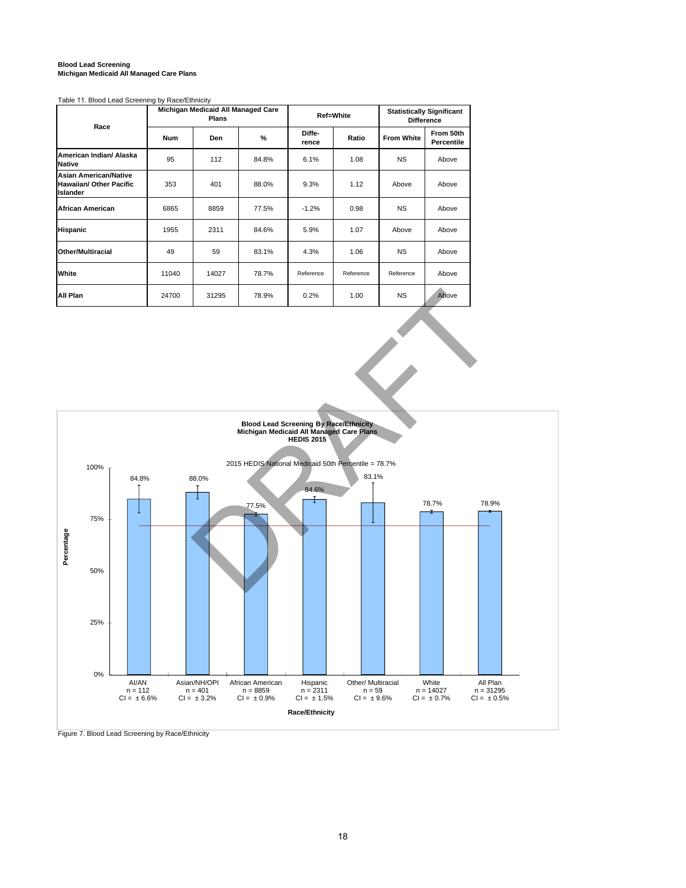**Blood Lead Screening**
**Michigan Medicaid All Managed Care Plans**

Table 11. Blood Lead Screening by Race/Ethnicity

| Race | Michigan Medicaid All Managed Care Plans | | | Ref=White | | Statistically Significant Difference | |
|---|---|---|---|---|---|---|---|
| | Num | Den | % | Difference | Ratio | From White | From 50th Percentile |
| **American Indian/ Alaska Native** | 95 | 112 | 84.8% | 6.1% | 1.08 | NS | Above |
| **Asian American/Native Hawaiian/ Other Pacific Islander** | 353 | 401 | 88.0% | 9.3% | 1.12 | Above | Above |
| **African American** | 6865 | 8859 | 77.5% | -1.2% | 0.98 | NS | Above |
| **Hispanic** | 1955 | 2311 | 84.6% | 5.9% | 1.07 | Above | Above |
| **Other/Multiracial** | 49 | 59 | 83.1% | 4.3% | 1.06 | NS | Above |
| **White** | 11040 | 14027 | 78.7% | Reference | Reference | Reference | Above |
| **All Plan** | 24700 | 31295 | 78.9% | 0.2% | 1.00 | NS | Above |

**Blood Lead Screening By Race/Ethnicity**
**Michigan Medicaid All Managed Care Plans**
**HEDIS 2015**

2015 HEDIS National Medicaid 50th Percentile = 78.7%

| Race/Ethnicity | n | CI | Percentage |
|---|---|---|---|
| AI/AN | 112 | ± 6.6% | 84.8% |
| Asian/NH/OPI | 401 | ± 3.2% | 88.0% |
| African American | 8859 | ± 0.9% | 77.5% |
| Hispanic | 2311 | ± 1.5% | 84.6% |
| Other/ Multiracial | 59 | ± 9.6% | 83.1% |
| White | 14027 | ± 0.7% | 78.7% |
| All Plan | 31295 | ± 0.5% | 78.9% |

Figure 7. Blood Lead Screening by Race/Ethnicity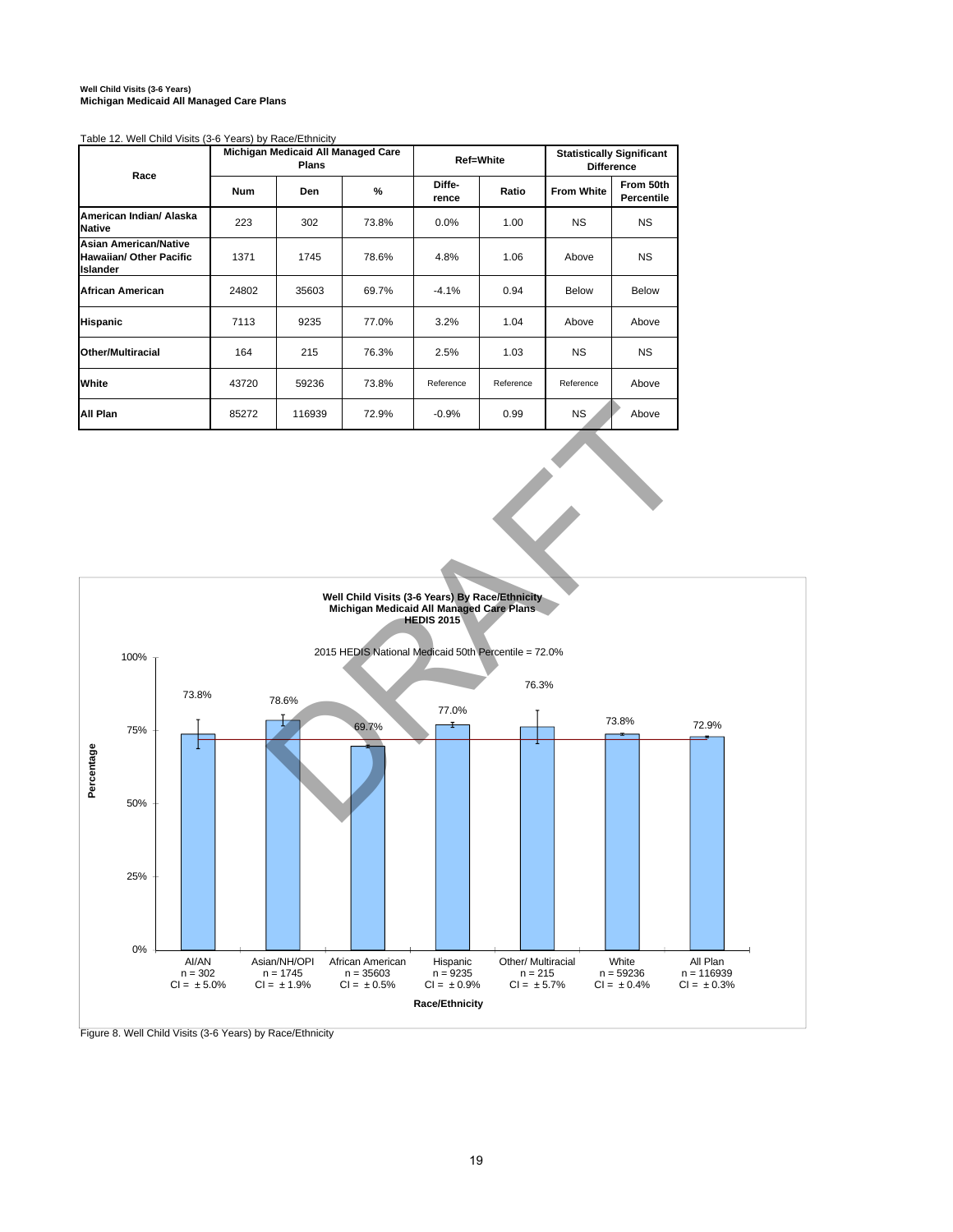**Well Child Visits (3-6 Years)**
**Michigan Medicaid All Managed Care Plans**

Table 12. Well Child Visits (3-6 Years) by Race/Ethnicity

| Race | Michigan Medicaid All Managed Care Plans | | | Ref=White | | Statistically Significant Difference | |
|---|---|---|---|---|---|---|---|
| | Num | Den | % | Diffe-rence | Ratio | From White | From 50th Percentile |
| **American Indian/ Alaska Native** | 223 | 302 | 73.8% | 0.0% | 1.00 | NS | NS |
| **Asian American/Native Hawaiian/ Other Pacific Islander** | 1371 | 1745 | 78.6% | 4.8% | 1.06 | Above | NS |
| **African American** | 24802 | 35603 | 69.7% | -4.1% | 0.94 | Below | Below |
| **Hispanic** | 7113 | 9235 | 77.0% | 3.2% | 1.04 | Above | Above |
| **Other/Multiracial** | 164 | 215 | 76.3% | 2.5% | 1.03 | NS | NS |
| **White** | 43720 | 59236 | 73.8% | Reference | Reference | Reference | Above |
| **All Plan** | 85272 | 116939 | 72.9% | -0.9% | 0.99 | NS | Above |

**Well Child Visits (3-6 Years) By Race/Ethnicity**
**Michigan Medicaid All Managed Care Plans**
**HEDIS 2015**

2015 HEDIS National Medicaid 50th Percentile = 72.0%

| Race/Ethnicity | Percentage | n | CI |
|---|---|---|---|
| AI/AN | 73.8% | 302 | ± 5.0% |
| Asian/NH/OPI | 78.6% | 1745 | ± 1.9% |
| African American | 69.7% | 35603 | ± 0.5% |
| Hispanic | 77.0% | 9235 | ± 0.9% |
| Other/ Multiracial | 76.3% | 215 | ± 5.7% |
| White | 73.8% | 59236 | ± 0.4% |
| All Plan | 72.9% | 116939 | ± 0.3% |

Figure 8. Well Child Visits (3-6 Years) by Race/Ethnicity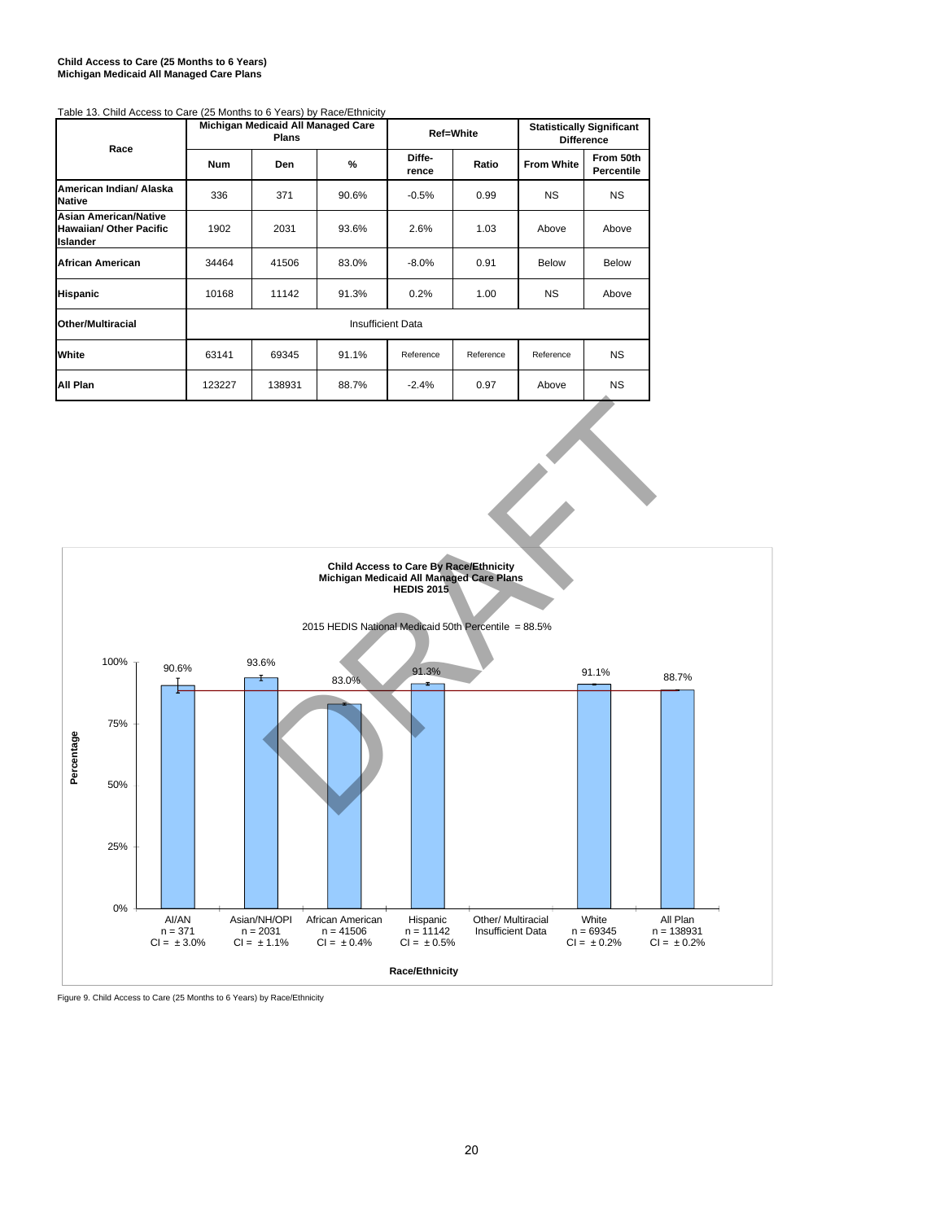**Child Access to Care (25 Months to 6 Years)**
**Michigan Medicaid All Managed Care Plans**

Table 13. Child Access to Care (25 Months to 6 Years) by Race/Ethnicity

| Race | Michigan Medicaid All Managed Care Plans | | | Ref=White | | Statistically Significant Difference | |
|---|---|---|---|---|---|---|---|
| | Num | Den | % | Diffe-rence | Ratio | From White | From 50th Percentile |
| American Indian/ Alaska Native | 336 | 371 | 90.6% | -0.5% | 0.99 | NS | NS |
| Asian American/Native Hawaiian/ Other Pacific Islander | 1902 | 2031 | 93.6% | 2.6% | 1.03 | Above | Above |
| African American | 34464 | 41506 | 83.0% | -8.0% | 0.91 | Below | Below |
| Hispanic | 10168 | 11142 | 91.3% | 0.2% | 1.00 | NS | Above |
| Other/Multiracial | Insufficient Data | | | | | | |
| White | 63141 | 69345 | 91.1% | Reference | Reference | Reference | NS |
| All Plan | 123227 | 138931 | 88.7% | -2.4% | 0.97 | Above | NS |

**Child Access to Care By Race/Ethnicity**
**Michigan Medicaid All Managed Care Plans**
**HEDIS 2015**

2015 HEDIS National Medicaid 50th Percentile = 88.5%

| Race/Ethnicity | Percentage | n | CI |
|---|---|---|---|
| AI/AN | 90.6% | 371 | ± 3.0% |
| Asian/NH/OPI | 93.6% | 2031 | ± 1.1% |
| African American | 83.0% | 41506 | ± 0.4% |
| Hispanic | 91.3% | 11142 | ± 0.5% |
| Other/ Multiracial | Insufficient Data | | |
| White | 91.1% | 69345 | ± 0.2% |
| All Plan | 88.7% | 138931 | ± 0.2% |

Figure 9. Child Access to Care (25 Months to 6 Years) by Race/Ethnicity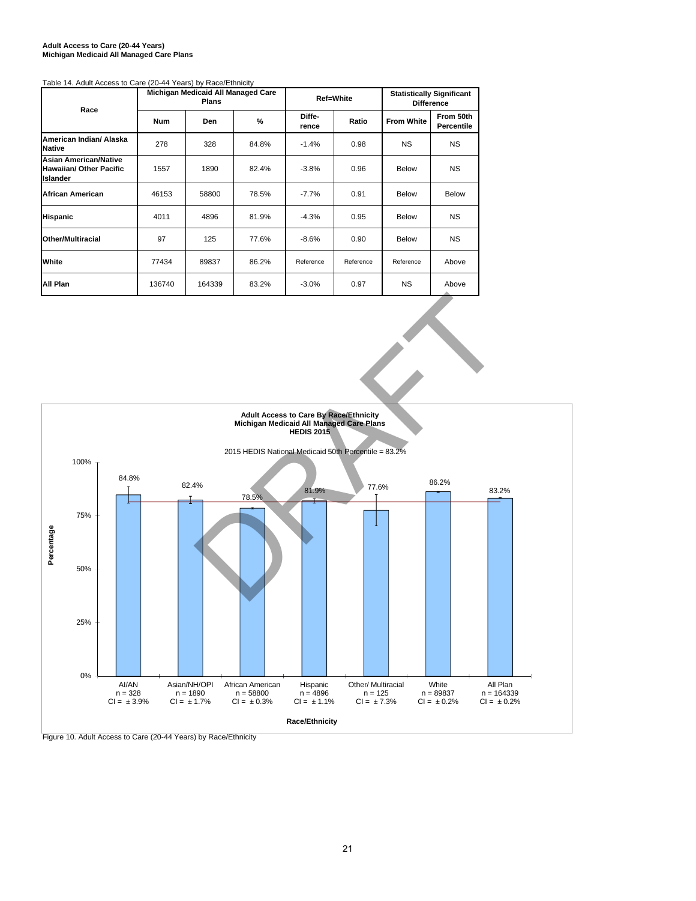**Adult Access to Care (20-44 Years)**
**Michigan Medicaid All Managed Care Plans**

Table 14. Adult Access to Care (20-44 Years) by Race/Ethnicity

| Race | Michigan Medicaid All Managed Care Plans | | | Ref=White | | Statistically Significant Difference | |
|---|---|---|---|---|---|---|---|
| | Num | Den | % | Diffe-rence | Ratio | From White | From 50th Percentile |
| **American Indian/ Alaska Native** | 278 | 328 | 84.8% | -1.4% | 0.98 | NS | NS |
| **Asian American/Native Hawaiian/ Other Pacific Islander** | 1557 | 1890 | 82.4% | -3.8% | 0.96 | Below | NS |
| **African American** | 46153 | 58800 | 78.5% | -7.7% | 0.91 | Below | Below |
| **Hispanic** | 4011 | 4896 | 81.9% | -4.3% | 0.95 | Below | NS |
| **Other/Multiracial** | 97 | 125 | 77.6% | -8.6% | 0.90 | Below | NS |
| **White** | 77434 | 89837 | 86.2% | Reference | Reference | Reference | Above |
| **All Plan** | 136740 | 164339 | 83.2% | -3.0% | 0.97 | NS | Above |

**Adult Access to Care By Race/Ethnicity**
**Michigan Medicaid All Managed Care Plans**
**HEDIS 2015**

2015 HEDIS National Medicaid 50th Percentile = 83.2%

| Race/Ethnicity | Percentage | n | CI |
|---|---|---|---|
| AI/AN | 84.8% | 328 | ± 3.9% |
| Asian/NH/OPI | 82.4% | 1890 | ± 1.7% |
| African American | 78.5% | 58800 | ± 0.3% |
| Hispanic | 81.9% | 4896 | ± 1.1% |
| Other/ Multiracial | 77.6% | 125 | ± 7.3% |
| White | 86.2% | 89837 | ± 0.2% |
| All Plan | 83.2% | 164339 | ± 0.2% |

Figure 10. Adult Access to Care (20-44 Years) by Race/Ethnicity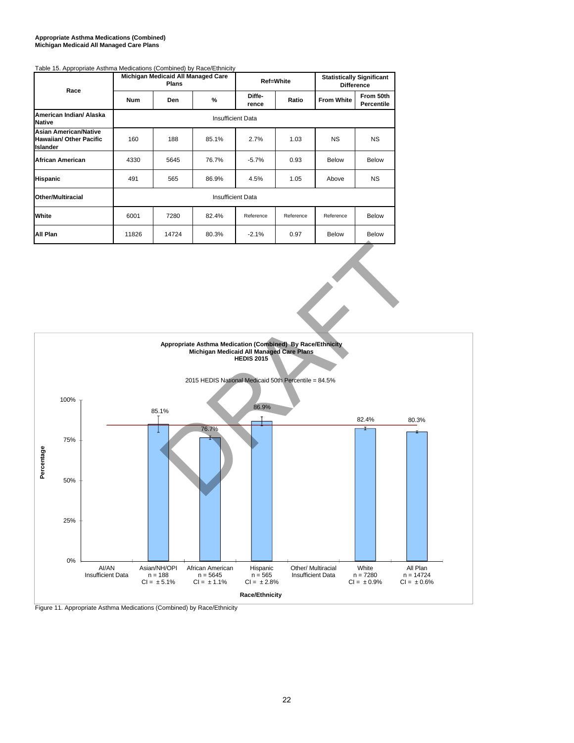**Appropriate Asthma Medications (Combined)**
**Michigan Medicaid All Managed Care Plans**

Table 15. Appropriate Asthma Medications (Combined) by Race/Ethnicity

| Race | Michigan Medicaid All Managed Care Plans | | | Ref=White | | Statistically Significant Difference | |
|---|---|---|---|---|---|---|---|
| | Num | Den | % | Diffe-rence | Ratio | From White | From 50th Percentile |
| American Indian/ Alaska Native | Insufficient Data | | | | | | |
| Asian American/Native Hawaiian/ Other Pacific Islander | 160 | 188 | 85.1% | 2.7% | 1.03 | NS | NS |
| African American | 4330 | 5645 | 76.7% | -5.7% | 0.93 | Below | Below |
| Hispanic | 491 | 565 | 86.9% | 4.5% | 1.05 | Above | NS |
| Other/Multiracial | Insufficient Data | | | | | | |
| White | 6001 | 7280 | 82.4% | Reference | Reference | Reference | Below |
| All Plan | 11826 | 14724 | 80.3% | -2.1% | 0.97 | Below | Below |

**Appropriate Asthma Medication (Combined) By Race/Ethnicity**
**Michigan Medicaid All Managed Care Plans**
**HEDIS 2015**

2015 HEDIS National Medicaid 50th Percentile = 84.5%

| Race/Ethnicity | Percentage | n | CI |
|---|---|---|---|
| AI/AN | Insufficient Data | | |
| Asian/NH/OPI | 85.1% | n = 188 | CI = ±5.1% |
| African American | 76.7% | n = 5645 | CI = ±1.1% |
| Hispanic | 86.9% | n = 565 | CI = ±2.8% |
| Other/ Multiracial | Insufficient Data | | |
| White | 82.4% | n = 7280 | CI = ±0.9% |
| All Plan | 80.3% | n = 14724 | CI = ±0.6% |

Figure 11. Appropriate Asthma Medications (Combined) by Race/Ethnicity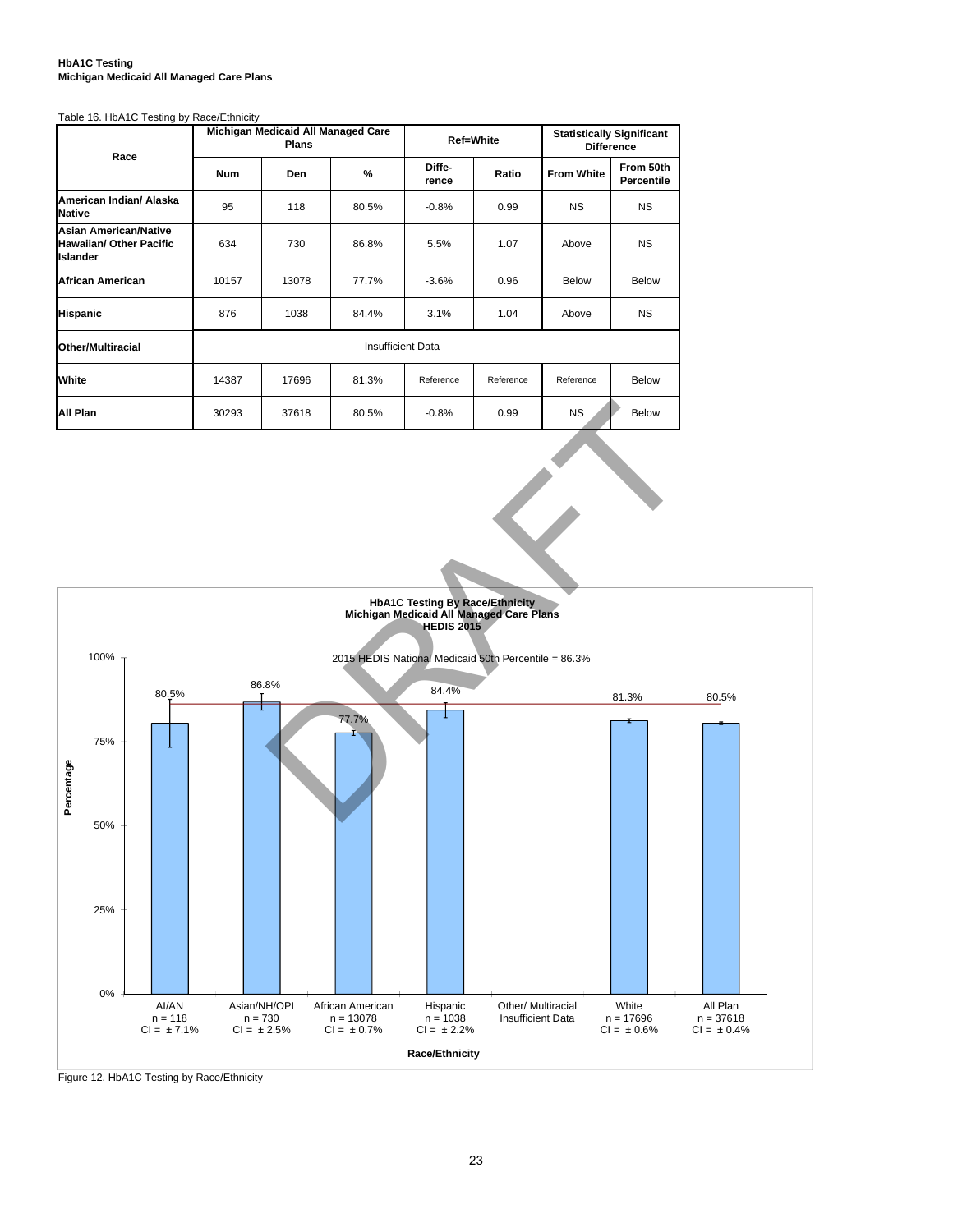**HbA1C Testing**
**Michigan Medicaid All Managed Care Plans**

Table 16. HbA1C Testing by Race/Ethnicity

| Race | Michigan Medicaid All Managed Care Plans | | | Ref=White | | Statistically Significant Difference | |
|---|---|---|---|---|---|---|---|
| | Num | Den | % | Difference | Ratio | From White | From 50th Percentile |
| **American Indian/ Alaska Native** | 95 | 118 | 80.5% | -0.8% | 0.99 | NS | NS |
| **Asian American/Native Hawaiian/ Other Pacific Islander** | 634 | 730 | 86.8% | 5.5% | 1.07 | Above | NS |
| **African American** | 10157 | 13078 | 77.7% | -3.6% | 0.96 | Below | Below |
| **Hispanic** | 876 | 1038 | 84.4% | 3.1% | 1.04 | Above | NS |
| **Other/Multiracial** | Insufficient Data | | | | | | |
| **White** | 14387 | 17696 | 81.3% | Reference | Reference | Reference | Below |
| **All Plan** | 30293 | 37618 | 80.5% | -0.8% | 0.99 | NS | Below |

**HbA1C Testing By Race/Ethnicity**
**Michigan Medicaid All Managed Care Plans**
**HEDIS 2015**

2015 HEDIS National Medicaid 50th Percentile = 86.3%

| Race/Ethnicity | n | CI | Percentage |
|---|---|---|---|
| AI/AN | 118 | ± 7.1% | 80.5% |
| Asian/NH/OPI | 730 | ± 2.5% | 86.8% |
| African American | 13078 | ± 0.7% | 77.7% |
| Hispanic | 1038 | ± 2.2% | 84.4% |
| Other/ Multiracial | Insufficient Data | | |
| White | 17696 | ± 0.6% | 81.3% |
| All Plan | 37618 | ± 0.4% | 80.5% |

Figure 12. HbA1C Testing by Race/Ethnicity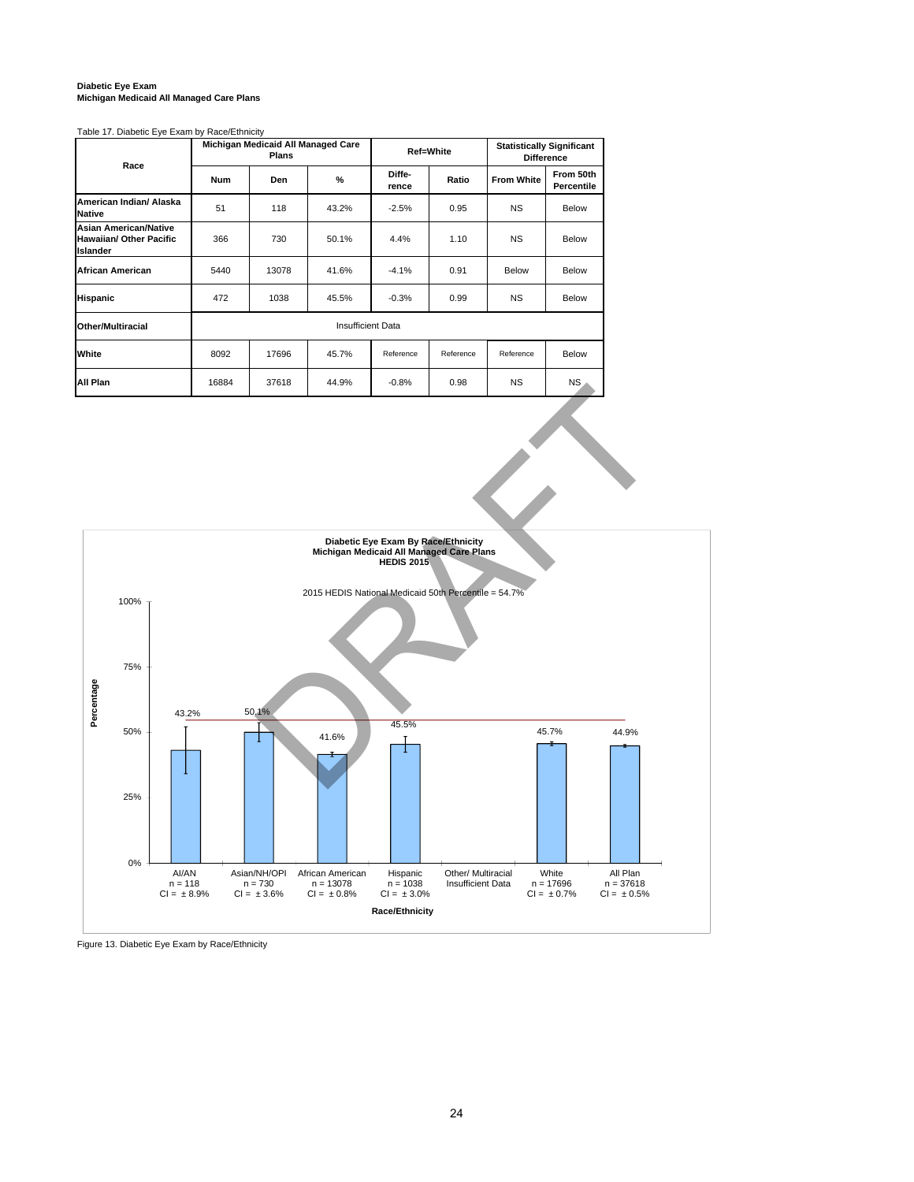**Diabetic Eye Exam**
**Michigan Medicaid All Managed Care Plans**

Table 17. Diabetic Eye Exam by Race/Ethnicity

| Race | Michigan Medicaid All Managed Care Plans | | | Ref=White | | Statistically Significant Difference | |
|---|---|---|---|---|---|---|---|
| | Num | Den | % | Diffe-rence | Ratio | From White | From 50th Percentile |
| **American Indian/ Alaska Native** | 51 | 118 | 43.2% | -2.5% | 0.95 | NS | Below |
| **Asian American/Native Hawaiian/ Other Pacific Islander** | 366 | 730 | 50.1% | 4.4% | 1.10 | NS | Below |
| **African American** | 5440 | 13078 | 41.6% | -4.1% | 0.91 | Below | Below |
| **Hispanic** | 472 | 1038 | 45.5% | -0.3% | 0.99 | NS | Below |
| **Other/Multiracial** | Insufficient Data | | | | | | |
| **White** | 8092 | 17696 | 45.7% | Reference | Reference | Reference | Below |
| **All Plan** | 16884 | 37618 | 44.9% | -0.8% | 0.98 | NS | NS |

**Diabetic Eye Exam By Race/Ethnicity**
**Michigan Medicaid All Managed Care Plans**
**HEDIS 2015**

2015 HEDIS National Medicaid 50th Percentile = 54.7%

| Race/Ethnicity | Percentage | n | CI |
|---|---|---|---|
| AI/AN | 43.2% | 118 | ± 8.9% |
| Asian/NH/OPI | 50.1% | 730 | ± 3.6% |
| African American | 41.6% | 13078 | ± 0.8% |
| Hispanic | 45.5% | 1038 | ± 3.0% |
| Other/ Multiracial | Insufficient Data | | |
| White | 45.7% | 17696 | ± 0.7% |
| All Plan | 44.9% | 37618 | ± 0.5% |

Figure 13. Diabetic Eye Exam by Race/Ethnicity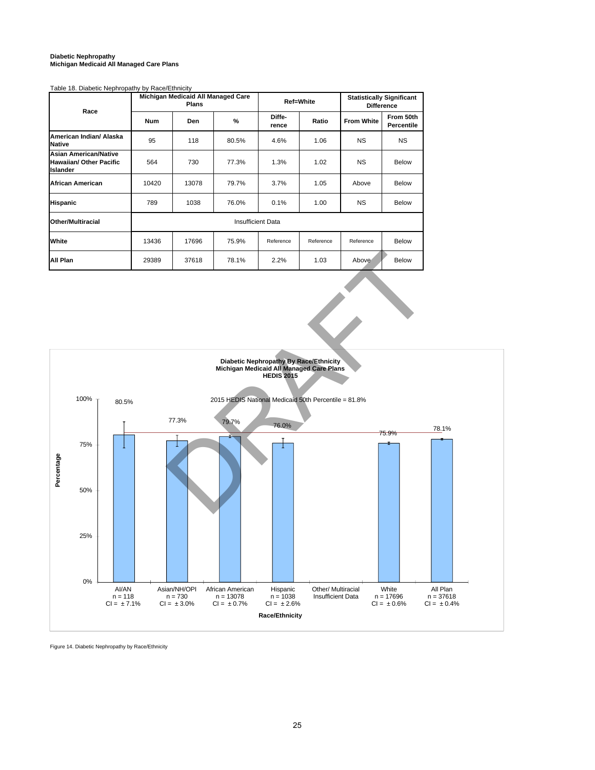**Diabetic Nephropathy**
**Michigan Medicaid All Managed Care Plans**

Table 18. Diabetic Nephropathy by Race/Ethnicity

| Race | Michigan Medicaid All Managed Care Plans | | | Ref=White | | Statistically Significant Difference | |
|---|---|---|---|---|---|---|---|
| | Num | Den | % | Difference | Ratio | From White | From 50th Percentile |
| **American Indian/ Alaska Native** | 95 | 118 | 80.5% | 4.6% | 1.06 | NS | NS |
| **Asian American/Native Hawaiian/ Other Pacific Islander** | 564 | 730 | 77.3% | 1.3% | 1.02 | NS | Below |
| **African American** | 10420 | 13078 | 79.7% | 3.7% | 1.05 | Above | Below |
| **Hispanic** | 789 | 1038 | 76.0% | 0.1% | 1.00 | NS | Below |
| **Other/Multiracial** | Insufficient Data | | | | | | |
| **White** | 13436 | 17696 | 75.9% | Reference | Reference | Reference | Below |
| **All Plan** | 29389 | 37618 | 78.1% | 2.2% | 1.03 | Above | Below |

**Diabetic Nephropathy By Race/Ethnicity**
**Michigan Medicaid All Managed Care Plans**
**HEDIS 2015**

2015 HEDIS National Medicaid 50th Percentile = 81.8%

| Race/Ethnicity | Percentage | n | CI |
|---|---|---|---|
| AI/AN | 80.5% | 118 | ± 7.1% |
| Asian/NH/OPI | 77.3% | 730 | ± 3.0% |
| African American | 79.7% | 13078 | ± 0.7% |
| Hispanic | 76.0% | 1038 | ± 2.6% |
| Other/ Multiracial | Insufficient Data | | |
| White | 75.9% | 17696 | ± 0.6% |
| All Plan | 78.1% | 37618 | ± 0.4% |

Figure 14. Diabetic Nephropathy by Race/Ethnicity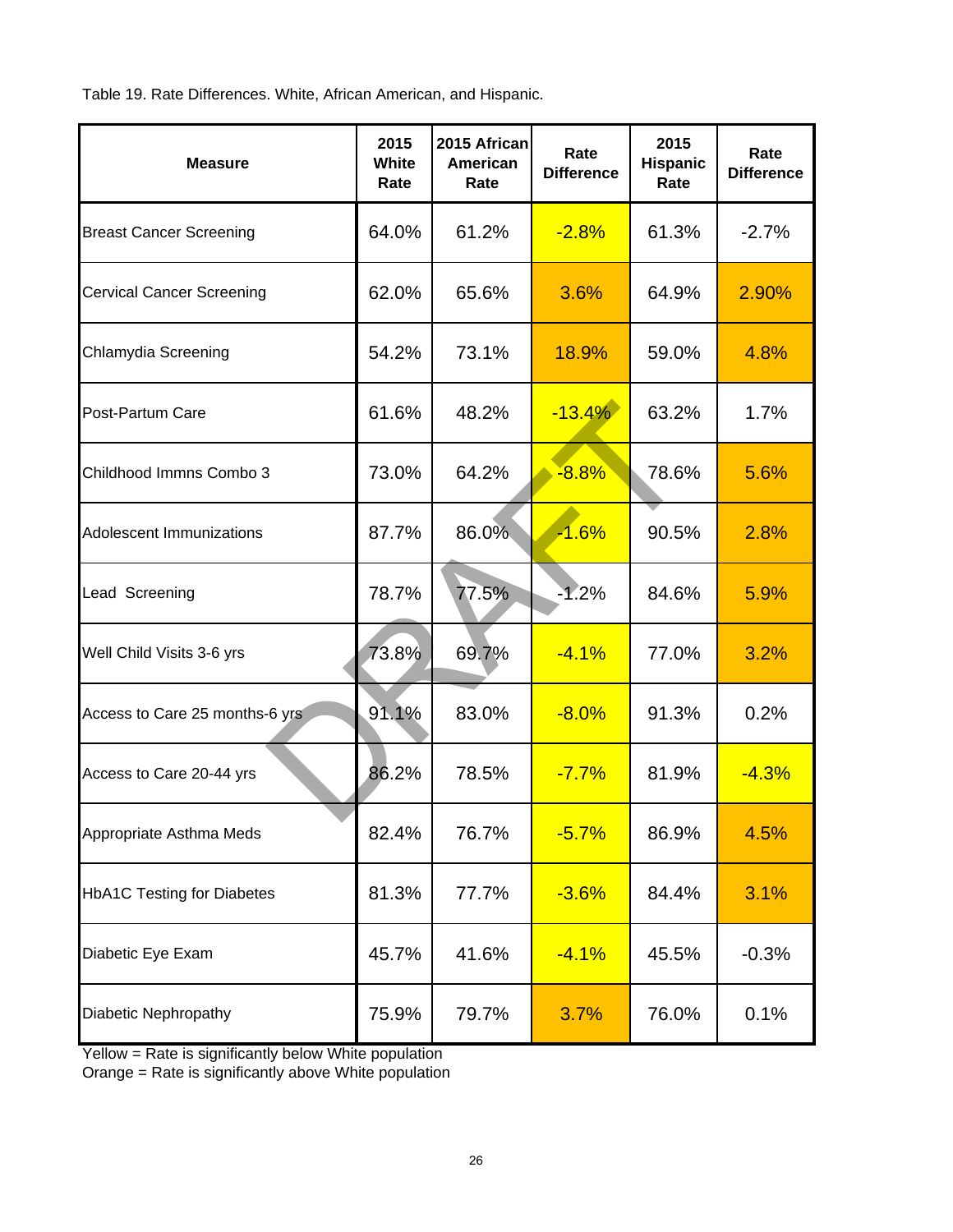Table 19. Rate Differences. White, African American, and Hispanic.

| Measure | 2015 White Rate | 2015 African American Rate | Rate Difference | 2015 Hispanic Rate | Rate Difference |
|---|---|---|---|---|---|
| Breast Cancer Screening | 64.0% | 61.2% | -2.8% | 61.3% | -2.7% |
| Cervical Cancer Screening | 62.0% | 65.6% | 3.6% | 64.9% | 2.90% |
| Chlamydia Screening | 54.2% | 73.1% | 18.9% | 59.0% | 4.8% |
| Post-Partum Care | 61.6% | 48.2% | -13.4% | 63.2% | 1.7% |
| Childhood Immns Combo 3 | 73.0% | 64.2% | -8.8% | 78.6% | 5.6% |
| Adolescent Immunizations | 87.7% | 86.0% | -1.6% | 90.5% | 2.8% |
| Lead Screening | 78.7% | 77.5% | -1.2% | 84.6% | 5.9% |
| Well Child Visits 3-6 yrs | 73.8% | 69.7% | -4.1% | 77.0% | 3.2% |
| Access to Care 25 months-6 yrs | 91.1% | 83.0% | -8.0% | 91.3% | 0.2% |
| Access to Care 20-44 yrs | 86.2% | 78.5% | -7.7% | 81.9% | -4.3% |
| Appropriate Asthma Meds | 82.4% | 76.7% | -5.7% | 86.9% | 4.5% |
| HbA1C Testing for Diabetes | 81.3% | 77.7% | -3.6% | 84.4% | 3.1% |
| Diabetic Eye Exam | 45.7% | 41.6% | -4.1% | 45.5% | -0.3% |
| Diabetic Nephropathy | 75.9% | 79.7% | 3.7% | 76.0% | 0.1% |

Yellow = Rate is significantly below White population
Orange = Rate is significantly above White population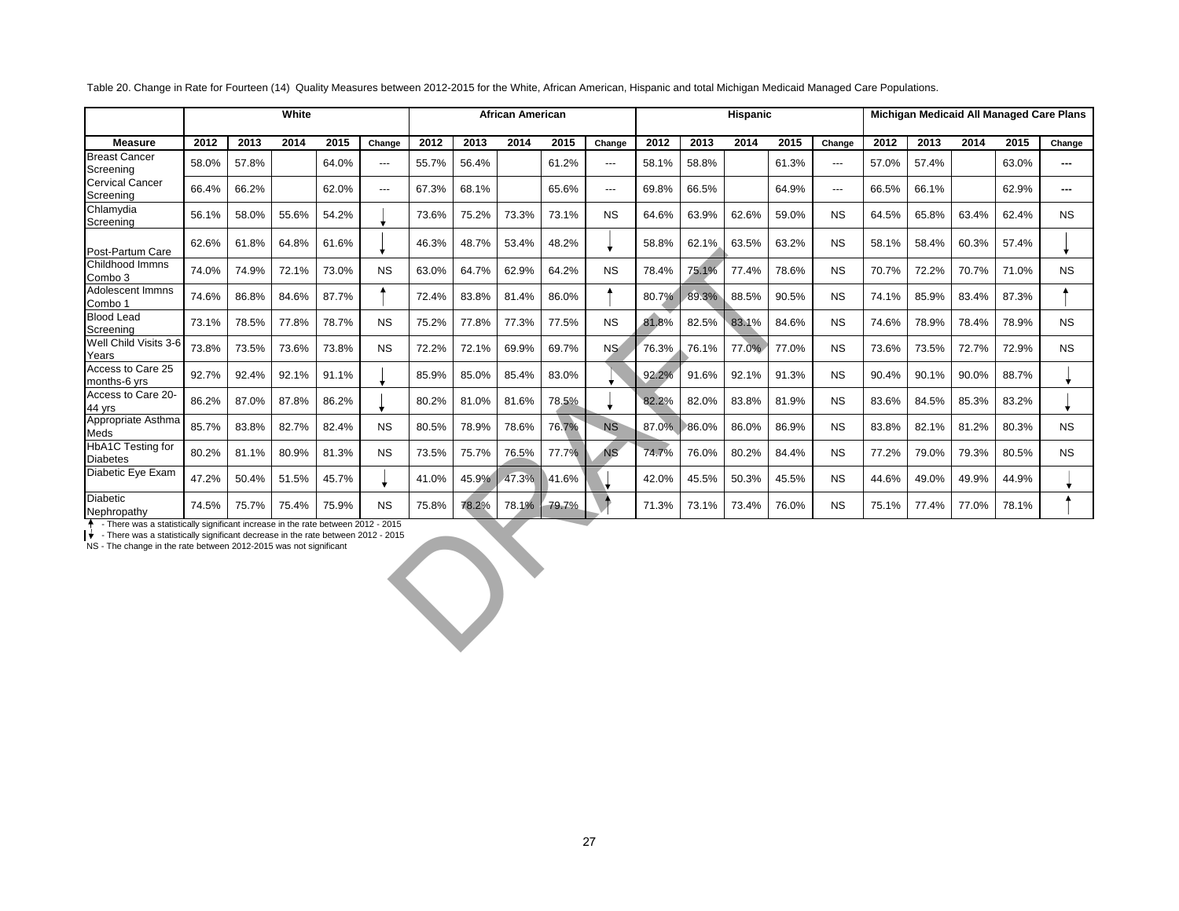Table 20. Change in Rate for Fourteen (14) Quality Measures between 2012-2015 for the White, African American, Hispanic and total Michigan Medicaid Managed Care Populations.

| | White | | | | | African American | | | | | Hispanic | | | | | Michigan Medicaid All Managed Care Plans | | | | |
|---|---|---|---|---|---|---|---|---|---|---|---|---|---|---|---|---|---|---|---|---|
| **Measure** | **2012** | **2013** | **2014** | **2015** | **Change** | **2012** | **2013** | **2014** | **2015** | **Change** | **2012** | **2013** | **2014** | **2015** | **Change** | **2012** | **2013** | **2014** | **2015** | **Change** |
| Breast Cancer Screening | 58.0% | 57.8% | | 64.0% | --- | 55.7% | 56.4% | | 61.2% | --- | 58.1% | 58.8% | | 61.3% | --- | 57.0% | 57.4% | | 63.0% | --- |
| Cervical Cancer Screening | 66.4% | 66.2% | | 62.0% | --- | 67.3% | 68.1% | | 65.6% | --- | 69.8% | 66.5% | | 64.9% | --- | 66.5% | 66.1% | | 62.9% | --- |
| Chlamydia Screening | 56.1% | 58.0% | 55.6% | 54.2% | ↓ | 73.6% | 75.2% | 73.3% | 73.1% | NS | 64.6% | 63.9% | 62.6% | 59.0% | NS | 64.5% | 65.8% | 63.4% | 62.4% | NS |
| Post-Partum Care | 62.6% | 61.8% | 64.8% | 61.6% | ↓ | 46.3% | 48.7% | 53.4% | 48.2% | ↓ | 58.8% | 62.1% | 63.5% | 63.2% | NS | 58.1% | 58.4% | 60.3% | 57.4% | ↓ |
| Childhood Immns Combo 3 | 74.0% | 74.9% | 72.1% | 73.0% | NS | 63.0% | 64.7% | 62.9% | 64.2% | NS | 78.4% | 75.1% | 77.4% | 78.6% | NS | 70.7% | 72.2% | 70.7% | 71.0% | NS |
| Adolescent Immns Combo 1 | 74.6% | 86.8% | 84.6% | 87.7% | ↑ | 72.4% | 83.8% | 81.4% | 86.0% | ↑ | 80.7% | 89.3% | 88.5% | 90.5% | NS | 74.1% | 85.9% | 83.4% | 87.3% | ↑ |
| Blood Lead Screening | 73.1% | 78.5% | 77.8% | 78.7% | NS | 75.2% | 77.8% | 77.3% | 77.5% | NS | 81.8% | 82.5% | 83.1% | 84.6% | NS | 74.6% | 78.9% | 78.4% | 78.9% | NS |
| Well Child Visits 3-6 Years | 73.8% | 73.5% | 73.6% | 73.8% | NS | 72.2% | 72.1% | 69.9% | 69.7% | NS | 76.3% | 76.1% | 77.0% | 77.0% | NS | 73.6% | 73.5% | 72.7% | 72.9% | NS |
| Access to Care 25 months-6 yrs | 92.7% | 92.4% | 92.1% | 91.1% | ↓ | 85.9% | 85.0% | 85.4% | 83.0% | ↓ | 92.2% | 91.6% | 92.1% | 91.3% | NS | 90.4% | 90.1% | 90.0% | 88.7% | ↓ |
| Access to Care 20-44 yrs | 86.2% | 87.0% | 87.8% | 86.2% | ↓ | 80.2% | 81.0% | 81.6% | 78.5% | ↓ | 82.2% | 82.0% | 83.8% | 81.9% | NS | 83.6% | 84.5% | 85.3% | 83.2% | ↓ |
| Appropriate Asthma Meds | 85.7% | 83.8% | 82.7% | 82.4% | NS | 80.5% | 78.9% | 78.6% | 76.7% | NS | 87.0% | 86.0% | 86.0% | 86.9% | NS | 83.8% | 82.1% | 81.2% | 80.3% | NS |
| HbA1C Testing for Diabetes | 80.2% | 81.1% | 80.9% | 81.3% | NS | 73.5% | 75.7% | 76.5% | 77.7% | NS | 74.7% | 76.0% | 80.2% | 84.4% | NS | 77.2% | 79.0% | 79.3% | 80.5% | NS |
| Diabetic Eye Exam | 47.2% | 50.4% | 51.5% | 45.7% | ↓ | 41.0% | 45.9% | 47.3% | 41.6% | ↓ | 42.0% | 45.5% | 50.3% | 45.5% | NS | 44.6% | 49.0% | 49.9% | 44.9% | ↓ |
| Diabetic Nephropathy | 74.5% | 75.7% | 75.4% | 75.9% | NS | 75.8% | 78.2% | 78.1% | 79.7% | ↑ | 71.3% | 73.1% | 73.4% | 76.0% | NS | 75.1% | 77.4% | 77.0% | 78.1% | ↑ |

↑ - There was a statistically significant increase in the rate between 2012 - 2015

↓ - There was a statistically significant decrease in the rate between 2012 - 2015

NS - The change in the rate between 2012-2015 was not significant

DRAFT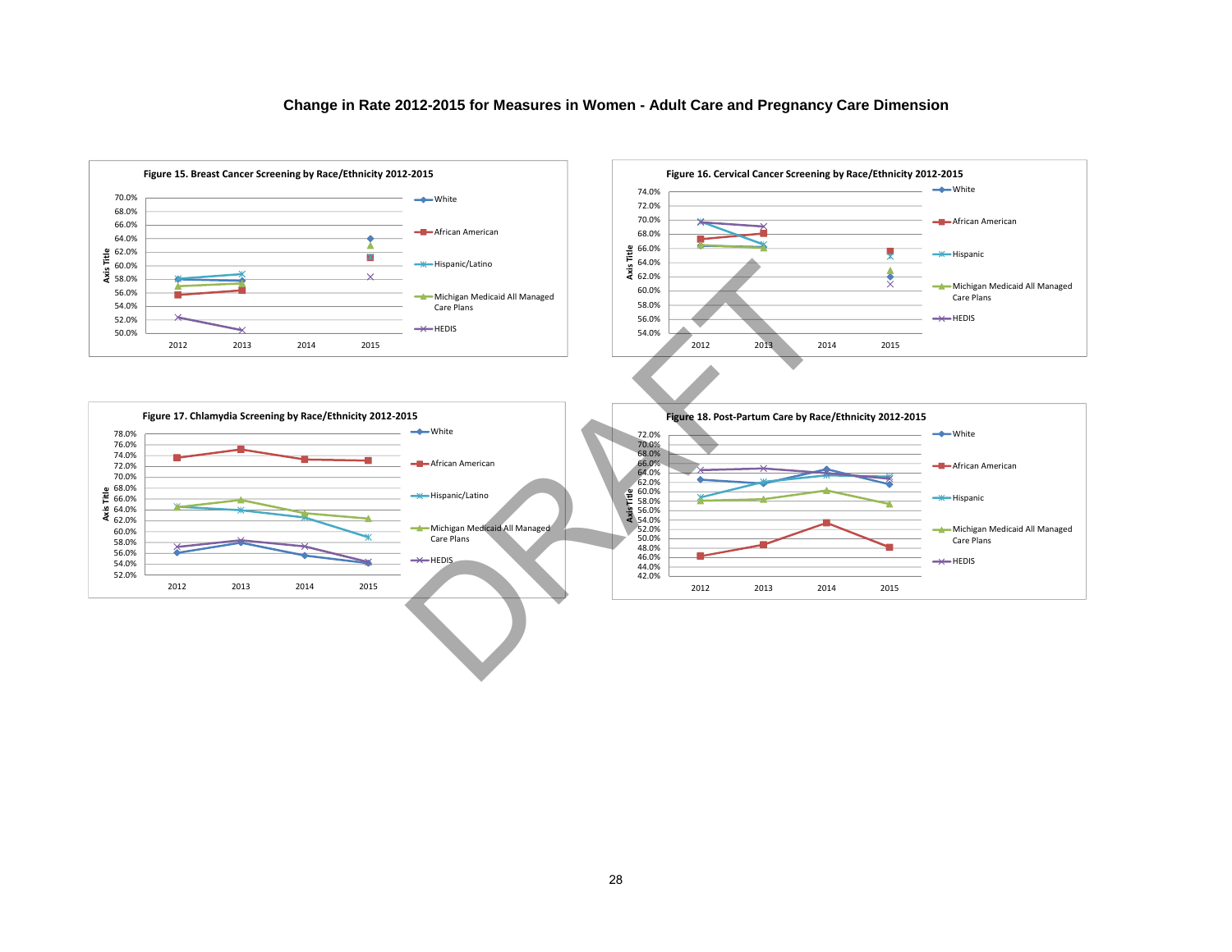## Change in Rate 2012-2015 for Measures in Women - Adult Care and Pregnancy Care Dimension

**Figure 15. Breast Cancer Screening by Race/Ethnicity 2012-2015**

**Figure 16. Cervical Cancer Screening by Race/Ethnicity 2012-2015**

**Figure 17. Chlamydia Screening by Race/Ethnicity 2012-2015**

**Figure 18. Post-Partum Care by Race/Ethnicity 2012-2015**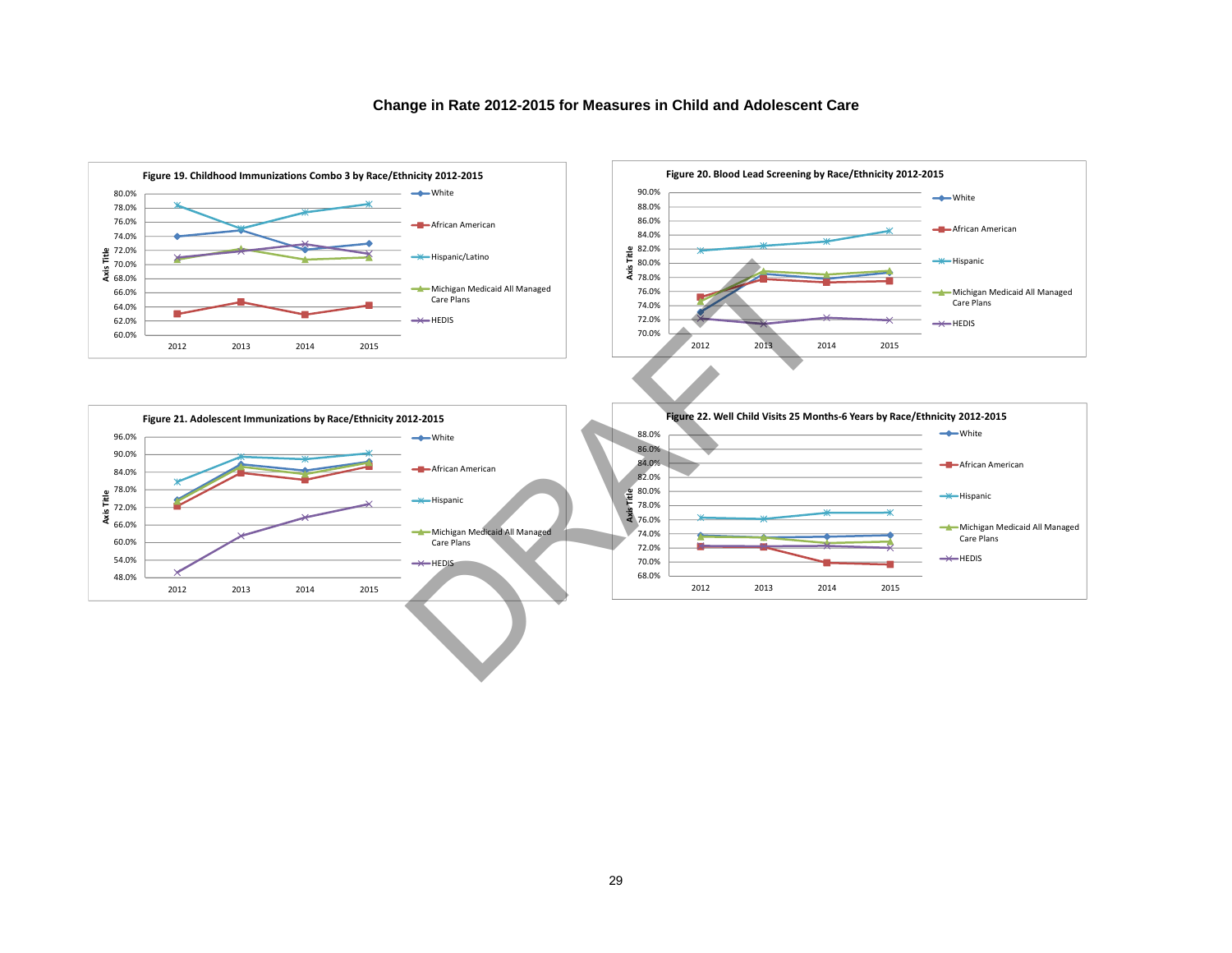## Change in Rate 2012-2015 for Measures in Child and Adolescent Care

**Figure 19. Childhood Immunizations Combo 3 by Race/Ethnicity 2012-2015**

**Figure 20. Blood Lead Screening by Race/Ethnicity 2012-2015**

**Figure 21. Adolescent Immunizations by Race/Ethnicity 2012-2015**

**Figure 22. Well Child Visits 25 Months-6 Years by Race/Ethnicity 2012-2015**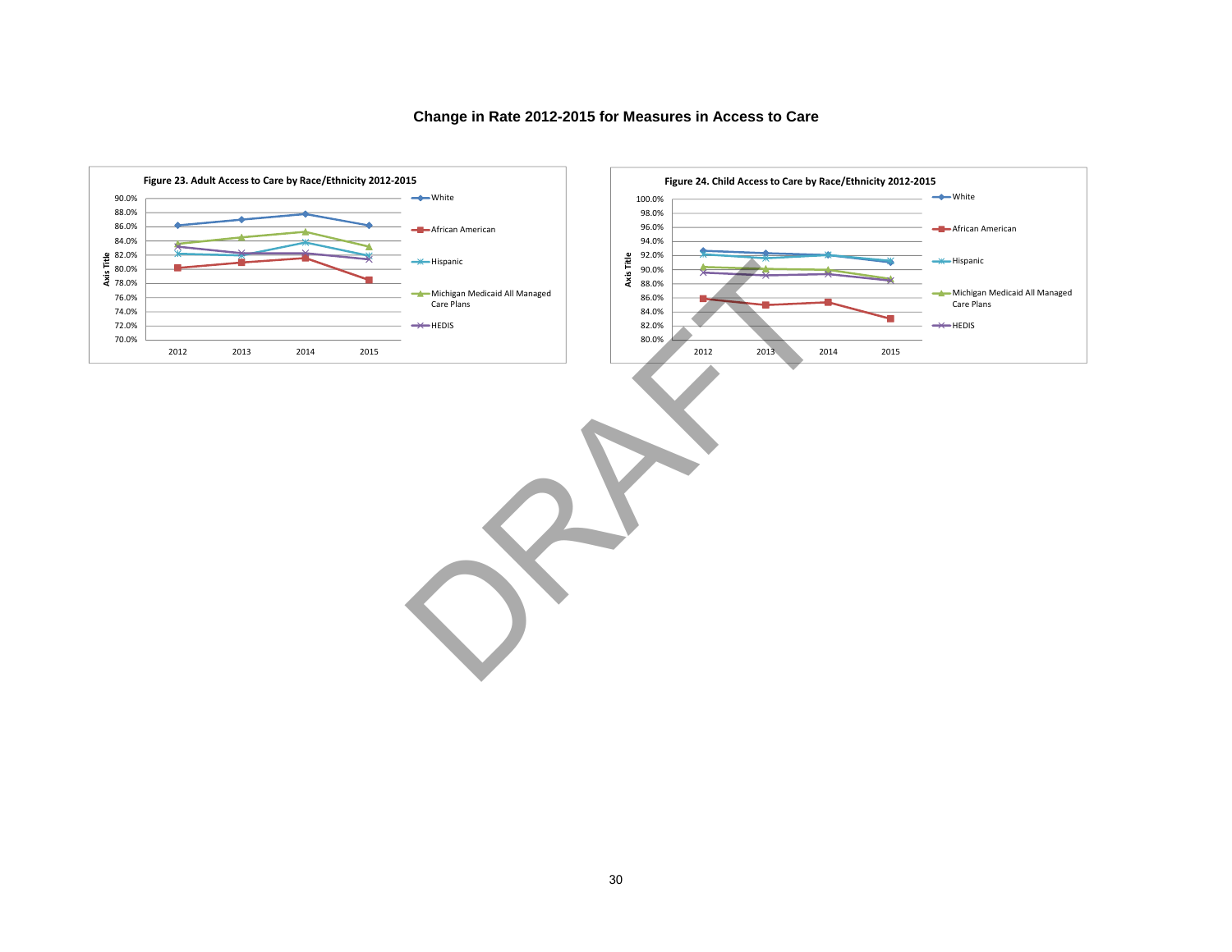# Change in Rate 2012-2015 for Measures in Access to Care

**Figure 23. Adult Access to Care by Race/Ethnicity 2012-2015**

**Figure 24. Child Access to Care by Race/Ethnicity 2012-2015**

DRAFT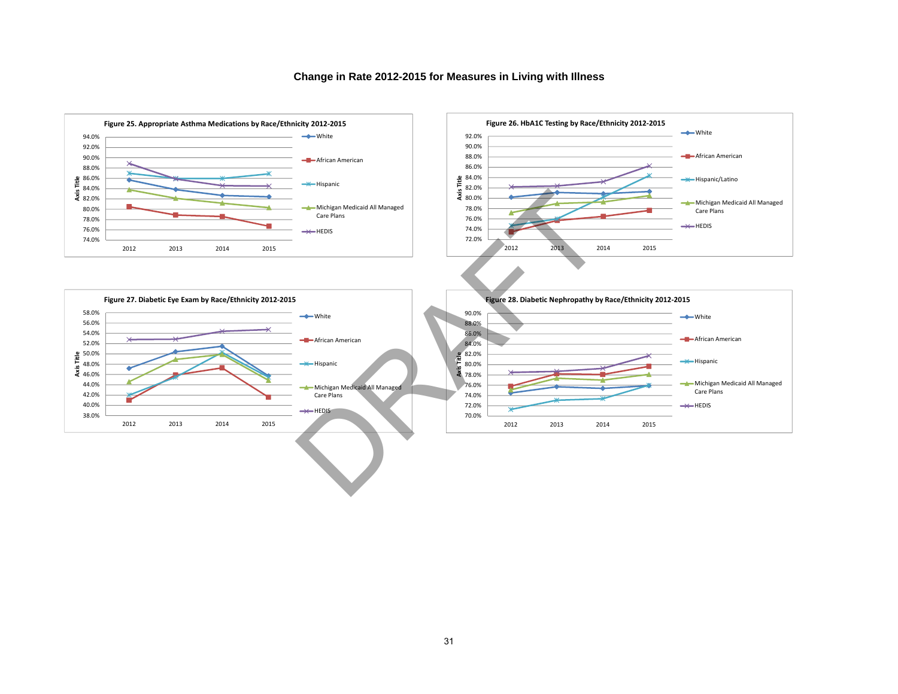## Change in Rate 2012-2015 for Measures in Living with Illness

**Figure 25. Appropriate Asthma Medications by Race/Ethnicity 2012-2015**

**Figure 26. HbA1C Testing by Race/Ethnicity 2012-2015**

**Figure 27. Diabetic Eye Exam by Race/Ethnicity 2012-2015**

**Figure 28. Diabetic Nephropathy by Race/Ethnicity 2012-2015**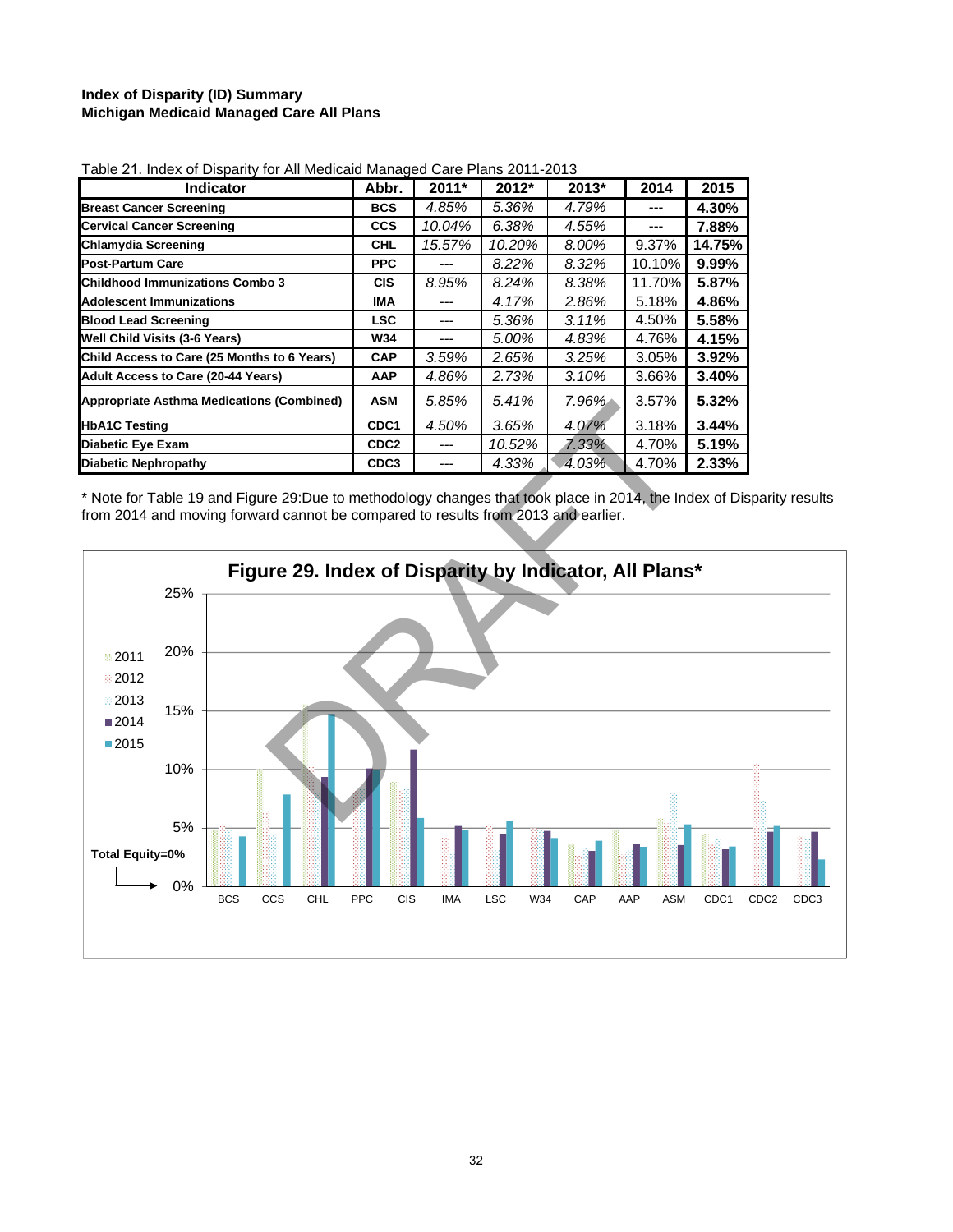**Index of Disparity (ID) Summary**
**Michigan Medicaid Managed Care All Plans**

Table 21. Index of Disparity for All Medicaid Managed Care Plans 2011-2013

| Indicator | Abbr. | 2011* | 2012* | 2013* | 2014 | 2015 |
|---|---|---|---|---|---|---|
| **Breast Cancer Screening** | **BCS** | *4.85%* | *5.36%* | *4.79%* | --- | **4.30%** |
| **Cervical Cancer Screening** | **CCS** | *10.04%* | *6.38%* | *4.55%* | --- | **7.88%** |
| **Chlamydia Screening** | **CHL** | *15.57%* | *10.20%* | *8.00%* | 9.37% | **14.75%** |
| **Post-Partum Care** | **PPC** | --- | *8.22%* | *8.32%* | 10.10% | **9.99%** |
| **Childhood Immunizations Combo 3** | **CIS** | *8.95%* | *8.24%* | *8.38%* | 11.70% | **5.87%** |
| **Adolescent Immunizations** | **IMA** | --- | *4.17%* | *2.86%* | 5.18% | **4.86%** |
| **Blood Lead Screening** | **LSC** | --- | *5.36%* | *3.11%* | 4.50% | **5.58%** |
| **Well Child Visits (3-6 Years)** | **W34** | --- | *5.00%* | *4.83%* | 4.76% | **4.15%** |
| **Child Access to Care (25 Months to 6 Years)** | **CAP** | *3.59%* | *2.65%* | *3.25%* | 3.05% | **3.92%** |
| **Adult Access to Care (20-44 Years)** | **AAP** | *4.86%* | *2.73%* | *3.10%* | 3.66% | **3.40%** |
| **Appropriate Asthma Medications (Combined)** | **ASM** | *5.85%* | *5.41%* | *7.96%* | 3.57% | **5.32%** |
| **HbA1C Testing** | **CDC1** | *4.50%* | *3.65%* | *4.07%* | 3.18% | **3.44%** |
| **Diabetic Eye Exam** | **CDC2** | --- | *10.52%* | *7.33%* | 4.70% | **5.19%** |
| **Diabetic Nephropathy** | **CDC3** | --- | *4.33%* | *4.03%* | 4.70% | **2.33%** |

* Note for Table 19 and Figure 29:Due to methodology changes that took place in 2014, the Index of Disparity results from 2014 and moving forward cannot be compared to results from 2013 and earlier.

**Figure 29. Index of Disparity by Indicator, All Plans***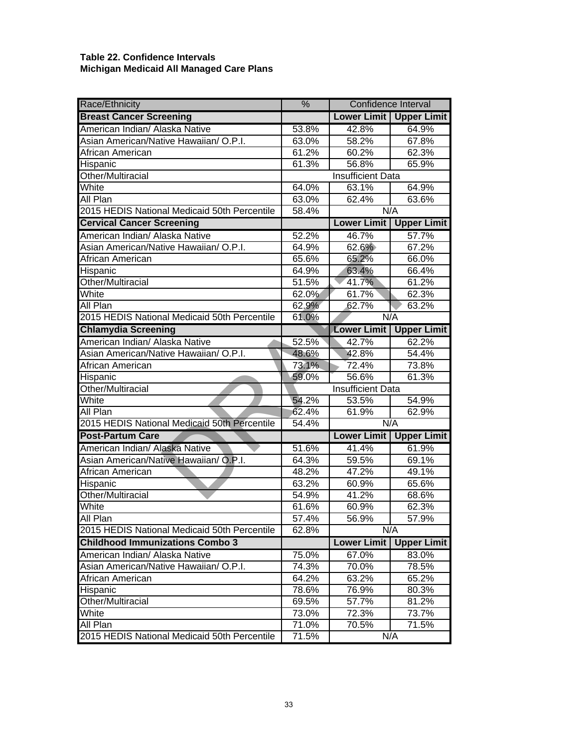**Table 22. Confidence Intervals**
**Michigan Medicaid All Managed Care Plans**

| Race/Ethnicity | % | Confidence Interval | |
|---|---|---|---|
| **Breast Cancer Screening** | | **Lower Limit** | **Upper Limit** |
| American Indian/ Alaska Native | 53.8% | 42.8% | 64.9% |
| Asian American/Native Hawaiian/ O.P.I. | 63.0% | 58.2% | 67.8% |
| African American | 61.2% | 60.2% | 62.3% |
| Hispanic | 61.3% | 56.8% | 65.9% |
| Other/Multiracial | Insufficient Data | | |
| White | 64.0% | 63.1% | 64.9% |
| All Plan | 63.0% | 62.4% | 63.6% |
| 2015 HEDIS National Medicaid 50th Percentile | 58.4% | N/A | |
| **Cervical Cancer Screening** | | **Lower Limit** | **Upper Limit** |
| American Indian/ Alaska Native | 52.2% | 46.7% | 57.7% |
| Asian American/Native Hawaiian/ O.P.I. | 64.9% | 62.6% | 67.2% |
| African American | 65.6% | 65.2% | 66.0% |
| Hispanic | 64.9% | 63.4% | 66.4% |
| Other/Multiracial | 51.5% | 41.7% | 61.2% |
| White | 62.0% | 61.7% | 62.3% |
| All Plan | 62.9% | 62.7% | 63.2% |
| 2015 HEDIS National Medicaid 50th Percentile | 61.0% | N/A | |
| **Chlamydia Screening** | | **Lower Limit** | **Upper Limit** |
| American Indian/ Alaska Native | 52.5% | 42.7% | 62.2% |
| Asian American/Native Hawaiian/ O.P.I. | 48.6% | 42.8% | 54.4% |
| African American | 73.1% | 72.4% | 73.8% |
| Hispanic | 59.0% | 56.6% | 61.3% |
| Other/Multiracial | Insufficient Data | | |
| White | 54.2% | 53.5% | 54.9% |
| All Plan | 62.4% | 61.9% | 62.9% |
| 2015 HEDIS National Medicaid 50th Percentile | 54.4% | N/A | |
| **Post-Partum Care** | | **Lower Limit** | **Upper Limit** |
| American Indian/ Alaska Native | 51.6% | 41.4% | 61.9% |
| Asian American/Native Hawaiian/ O.P.I. | 64.3% | 59.5% | 69.1% |
| African American | 48.2% | 47.2% | 49.1% |
| Hispanic | 63.2% | 60.9% | 65.6% |
| Other/Multiracial | 54.9% | 41.2% | 68.6% |
| White | 61.6% | 60.9% | 62.3% |
| All Plan | 57.4% | 56.9% | 57.9% |
| 2015 HEDIS National Medicaid 50th Percentile | 62.8% | N/A | |
| **Childhood Immunizations Combo 3** | | **Lower Limit** | **Upper Limit** |
| American Indian/ Alaska Native | 75.0% | 67.0% | 83.0% |
| Asian American/Native Hawaiian/ O.P.I. | 74.3% | 70.0% | 78.5% |
| African American | 64.2% | 63.2% | 65.2% |
| Hispanic | 78.6% | 76.9% | 80.3% |
| Other/Multiracial | 69.5% | 57.7% | 81.2% |
| White | 73.0% | 72.3% | 73.7% |
| All Plan | 71.0% | 70.5% | 71.5% |
| 2015 HEDIS National Medicaid 50th Percentile | 71.5% | N/A | |

DRAFT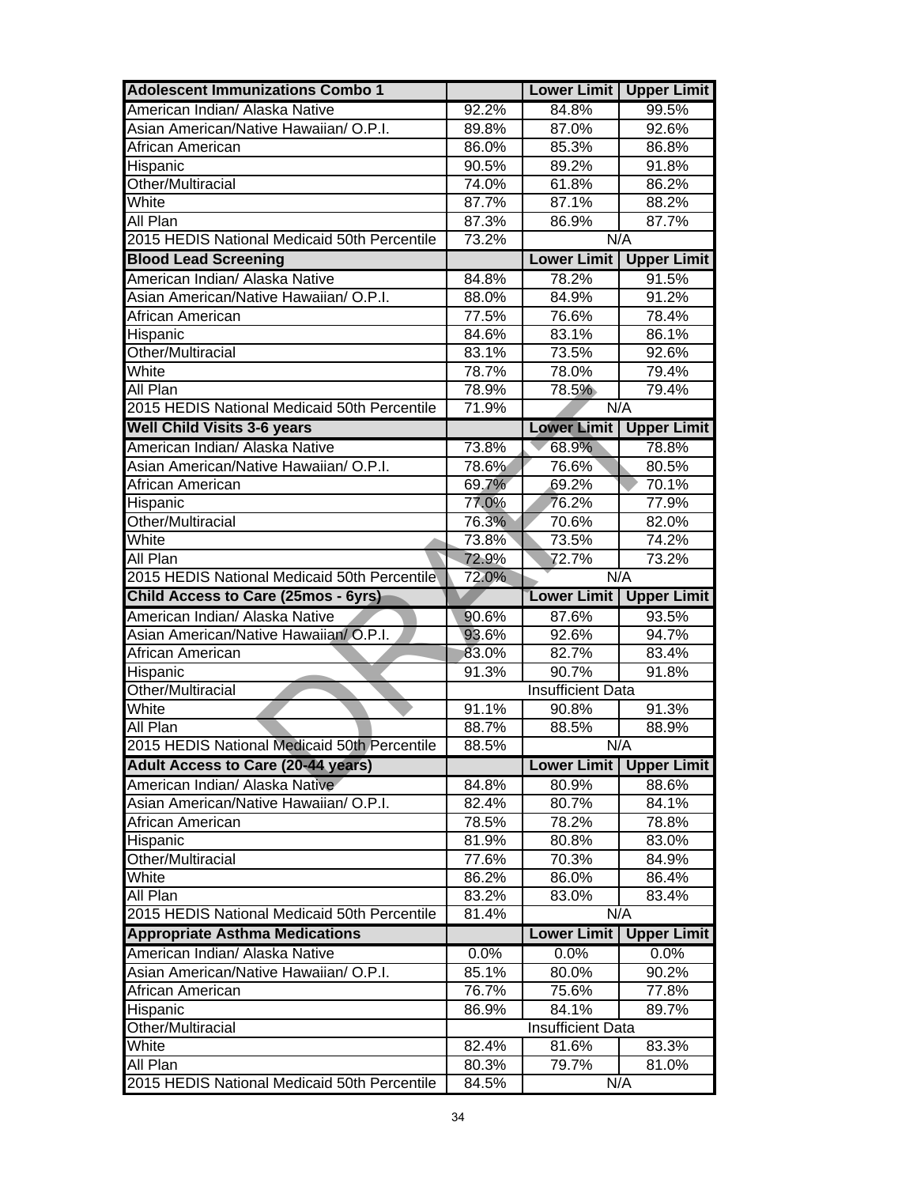| Adolescent Immunizations Combo 1 | | Lower Limit | Upper Limit |
|---|---|---|---|
| American Indian/ Alaska Native | 92.2% | 84.8% | 99.5% |
| Asian American/Native Hawaiian/ O.P.I. | 89.8% | 87.0% | 92.6% |
| African American | 86.0% | 85.3% | 86.8% |
| Hispanic | 90.5% | 89.2% | 91.8% |
| Other/Multiracial | 74.0% | 61.8% | 86.2% |
| White | 87.7% | 87.1% | 88.2% |
| All Plan | 87.3% | 86.9% | 87.7% |
| 2015 HEDIS National Medicaid 50th Percentile | 73.2% | N/A | |
| **Blood Lead Screening** | | **Lower Limit** | **Upper Limit** |
| American Indian/ Alaska Native | 84.8% | 78.2% | 91.5% |
| Asian American/Native Hawaiian/ O.P.I. | 88.0% | 84.9% | 91.2% |
| African American | 77.5% | 76.6% | 78.4% |
| Hispanic | 84.6% | 83.1% | 86.1% |
| Other/Multiracial | 83.1% | 73.5% | 92.6% |
| White | 78.7% | 78.0% | 79.4% |
| All Plan | 78.9% | 78.5% | 79.4% |
| 2015 HEDIS National Medicaid 50th Percentile | 71.9% | N/A | |
| **Well Child Visits 3-6 years** | | **Lower Limit** | **Upper Limit** |
| American Indian/ Alaska Native | 73.8% | 68.9% | 78.8% |
| Asian American/Native Hawaiian/ O.P.I. | 78.6% | 76.6% | 80.5% |
| African American | 69.7% | 69.2% | 70.1% |
| Hispanic | 77.0% | 76.2% | 77.9% |
| Other/Multiracial | 76.3% | 70.6% | 82.0% |
| White | 73.8% | 73.5% | 74.2% |
| All Plan | 72.9% | 72.7% | 73.2% |
| 2015 HEDIS National Medicaid 50th Percentile | 72.0% | N/A | |
| **Child Access to Care (25mos - 6yrs)** | | **Lower Limit** | **Upper Limit** |
| American Indian/ Alaska Native | 90.6% | 87.6% | 93.5% |
| Asian American/Native Hawaiian/ O.P.I. | 93.6% | 92.6% | 94.7% |
| African American | 83.0% | 82.7% | 83.4% |
| Hispanic | 91.3% | 90.7% | 91.8% |
| Other/Multiracial | Insufficient Data | | |
| White | 91.1% | 90.8% | 91.3% |
| All Plan | 88.7% | 88.5% | 88.9% |
| 2015 HEDIS National Medicaid 50th Percentile | 88.5% | N/A | |
| **Adult Access to Care (20-44 years)** | | **Lower Limit** | **Upper Limit** |
| American Indian/ Alaska Native | 84.8% | 80.9% | 88.6% |
| Asian American/Native Hawaiian/ O.P.I. | 82.4% | 80.7% | 84.1% |
| African American | 78.5% | 78.2% | 78.8% |
| Hispanic | 81.9% | 80.8% | 83.0% |
| Other/Multiracial | 77.6% | 70.3% | 84.9% |
| White | 86.2% | 86.0% | 86.4% |
| All Plan | 83.2% | 83.0% | 83.4% |
| 2015 HEDIS National Medicaid 50th Percentile | 81.4% | N/A | |
| **Appropriate Asthma Medications** | | **Lower Limit** | **Upper Limit** |
| American Indian/ Alaska Native | 0.0% | 0.0% | 0.0% |
| Asian American/Native Hawaiian/ O.P.I. | 85.1% | 80.0% | 90.2% |
| African American | 76.7% | 75.6% | 77.8% |
| Hispanic | 86.9% | 84.1% | 89.7% |
| Other/Multiracial | Insufficient Data | | |
| White | 82.4% | 81.6% | 83.3% |
| All Plan | 80.3% | 79.7% | 81.0% |
| 2015 HEDIS National Medicaid 50th Percentile | 84.5% | N/A | |

DRAFT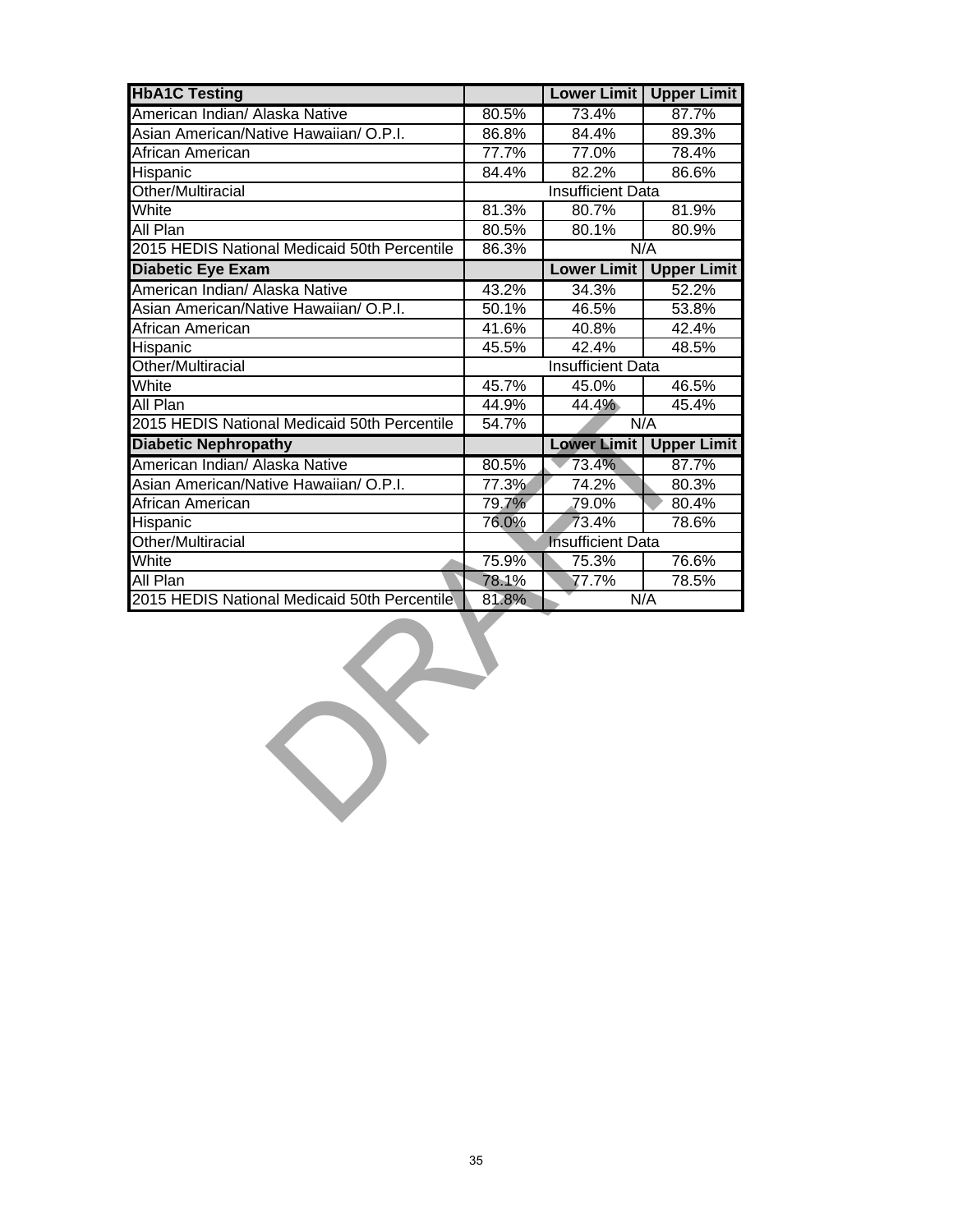| HbA1C Testing | | Lower Limit | Upper Limit |
|---|---|---|---|
| American Indian/ Alaska Native | 80.5% | 73.4% | 87.7% |
| Asian American/Native Hawaiian/ O.P.I. | 86.8% | 84.4% | 89.3% |
| African American | 77.7% | 77.0% | 78.4% |
| Hispanic | 84.4% | 82.2% | 86.6% |
| Other/Multiracial | Insufficient Data | | |
| White | 81.3% | 80.7% | 81.9% |
| All Plan | 80.5% | 80.1% | 80.9% |
| 2015 HEDIS National Medicaid 50th Percentile | 86.3% | N/A | |
| **Diabetic Eye Exam** | | **Lower Limit** | **Upper Limit** |
| American Indian/ Alaska Native | 43.2% | 34.3% | 52.2% |
| Asian American/Native Hawaiian/ O.P.I. | 50.1% | 46.5% | 53.8% |
| African American | 41.6% | 40.8% | 42.4% |
| Hispanic | 45.5% | 42.4% | 48.5% |
| Other/Multiracial | Insufficient Data | | |
| White | 45.7% | 45.0% | 46.5% |
| All Plan | 44.9% | 44.4% | 45.4% |
| 2015 HEDIS National Medicaid 50th Percentile | 54.7% | N/A | |
| **Diabetic Nephropathy** | | **Lower Limit** | **Upper Limit** |
| American Indian/ Alaska Native | 80.5% | 73.4% | 87.7% |
| Asian American/Native Hawaiian/ O.P.I. | 77.3% | 74.2% | 80.3% |
| African American | 79.7% | 79.0% | 80.4% |
| Hispanic | 76.0% | 73.4% | 78.6% |
| Other/Multiracial | Insufficient Data | | |
| White | 75.9% | 75.3% | 76.6% |
| All Plan | 78.1% | 77.7% | 78.5% |
| 2015 HEDIS National Medicaid 50th Percentile | 81.8% | N/A | |

DRAFT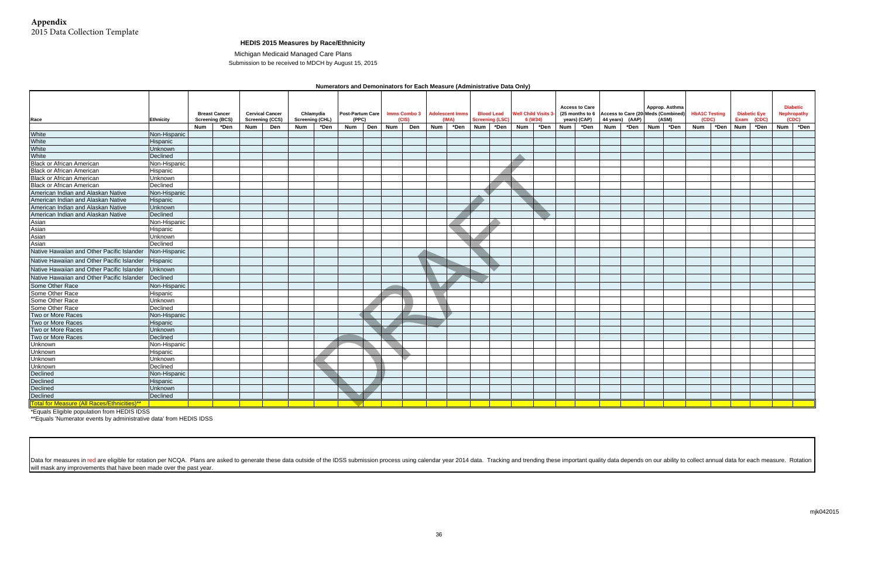# Appendix

2015 Data Collection Template

### HEDIS 2015 Measures by Race/Ethnicity

Michigan Medicaid Managed Care Plans

Submission to be received to MDCH by August 15, 2015

**Numerators and Demoninators for Each Measure (Administrative Data Only)**

| Race | Ethnicity | Breast Cancer Screening (BCS) | | Cervical Cancer Screening (CCS) | | Chlamydia Screening (CHL) | | Post-Partum Care (PPC) | | Imms Combo 3 (CIS) | | Adolescent Imms (IMA) | | Blood Lead Screening (LSC) | | Well Child Visits 3-6 (W34) | | Access to Care (25 months to 6 years) (CAP) | | Access to Care (20-44 years) (AAP) | | Approp. Asthma Meds (Combined) (ASM) | | HbA1C Testing (CDC) | | Diabetic Eye Exam (CDC) | | Diabetic Nephropathy (CDC) | |
|---|---|---|---|---|---|---|---|---|---|---|---|---|---|---|---|---|---|---|---|---|---|---|---|---|---|---|---|---|---|
| | | Num | *Den | Num | Den | Num | *Den | Num | Den | Num | Den | Num | *Den | Num | *Den | Num | *Den | Num | *Den | Num | *Den | Num | *Den | Num | *Den | Num | *Den | Num | *Den |
| White | Non-Hispanic | | | | | | | | | | | | | | | | | | | | | | | | | | | | |
| White | Hispanic | | | | | | | | | | | | | | | | | | | | | | | | | | | | |
| White | Unknown | | | | | | | | | | | | | | | | | | | | | | | | | | | | |
| White | Declined | | | | | | | | | | | | | | | | | | | | | | | | | | | | |
| Black or African American | Non-Hispanic | | | | | | | | | | | | | | | | | | | | | | | | | | | | |
| Black or African American | Hispanic | | | | | | | | | | | | | | | | | | | | | | | | | | | | |
| Black or African American | Unknown | | | | | | | | | | | | | | | | | | | | | | | | | | | | |
| Black or African American | Declined | | | | | | | | | | | | | | | | | | | | | | | | | | | | |
| American Indian and Alaskan Native | Non-Hispanic | | | | | | | | | | | | | | | | | | | | | | | | | | | | |
| American Indian and Alaskan Native | Hispanic | | | | | | | | | | | | | | | | | | | | | | | | | | | | |
| American Indian and Alaskan Native | Unknown | | | | | | | | | | | | | | | | | | | | | | | | | | | | |
| American Indian and Alaskan Native | Declined | | | | | | | | | | | | | | | | | | | | | | | | | | | | |
| Asian | Non-Hispanic | | | | | | | | | | | | | | | | | | | | | | | | | | | | |
| Asian | Hispanic | | | | | | | | | | | | | | | | | | | | | | | | | | | | |
| Asian | Unknown | | | | | | | | | | | | | | | | | | | | | | | | | | | | |
| Asian | Declined | | | | | | | | | | | | | | | | | | | | | | | | | | | | |
| Native Hawaiian and Other Pacific Islander | Non-Hispanic | | | | | | | | | | | | | | | | | | | | | | | | | | | | |
| Native Hawaiian and Other Pacific Islander | Hispanic | | | | | | | | | | | | | | | | | | | | | | | | | | | | |
| Native Hawaiian and Other Pacific Islander | Unknown | | | | | | | | | | | | | | | | | | | | | | | | | | | | |
| Native Hawaiian and Other Pacific Islander | Declined | | | | | | | | | | | | | | | | | | | | | | | | | | | | |
| Some Other Race | Non-Hispanic | | | | | | | | | | | | | | | | | | | | | | | | | | | | |
| Some Other Race | Hispanic | | | | | | | | | | | | | | | | | | | | | | | | | | | | |
| Some Other Race | Unknown | | | | | | | | | | | | | | | | | | | | | | | | | | | | |
| Some Other Race | Declined | | | | | | | | | | | | | | | | | | | | | | | | | | | | |
| Two or More Races | Non-Hispanic | | | | | | | | | | | | | | | | | | | | | | | | | | | | |
| Two or More Races | Hispanic | | | | | | | | | | | | | | | | | | | | | | | | | | | | |
| Two or More Races | Unknown | | | | | | | | | | | | | | | | | | | | | | | | | | | | |
| Two or More Races | Declined | | | | | | | | | | | | | | | | | | | | | | | | | | | | |
| Unknown | Non-Hispanic | | | | | | | | | | | | | | | | | | | | | | | | | | | | |
| Unknown | Hispanic | | | | | | | | | | | | | | | | | | | | | | | | | | | | |
| Unknown | Unknown | | | | | | | | | | | | | | | | | | | | | | | | | | | | |
| Unknown | Declined | | | | | | | | | | | | | | | | | | | | | | | | | | | | |
| Declined | Non-Hispanic | | | | | | | | | | | | | | | | | | | | | | | | | | | | |
| Declined | Hispanic | | | | | | | | | | | | | | | | | | | | | | | | | | | | |
| Declined | Unknown | | | | | | | | | | | | | | | | | | | | | | | | | | | | |
| Declined | Declined | | | | | | | | | | | | | | | | | | | | | | | | | | | | |
| Total for Measure (All Races/Ethnicities)** | | | | | | | | | | | | | | | | | | | | | | | | | | | | | |

*Equals Eligible population from HEDIS IDSS

**Equals 'Numerator events by administrative data' from HEDIS IDSS

Data for measures in red are eligible for rotation per NCQA. Plans are asked to generate these data outside of the IDSS submission process using calendar year 2014 data. Tracking and trending these important quality data depends on our ability to collect annual data for each measure. Rotation will mask any improvements that have been made over the past year.

mjk042015